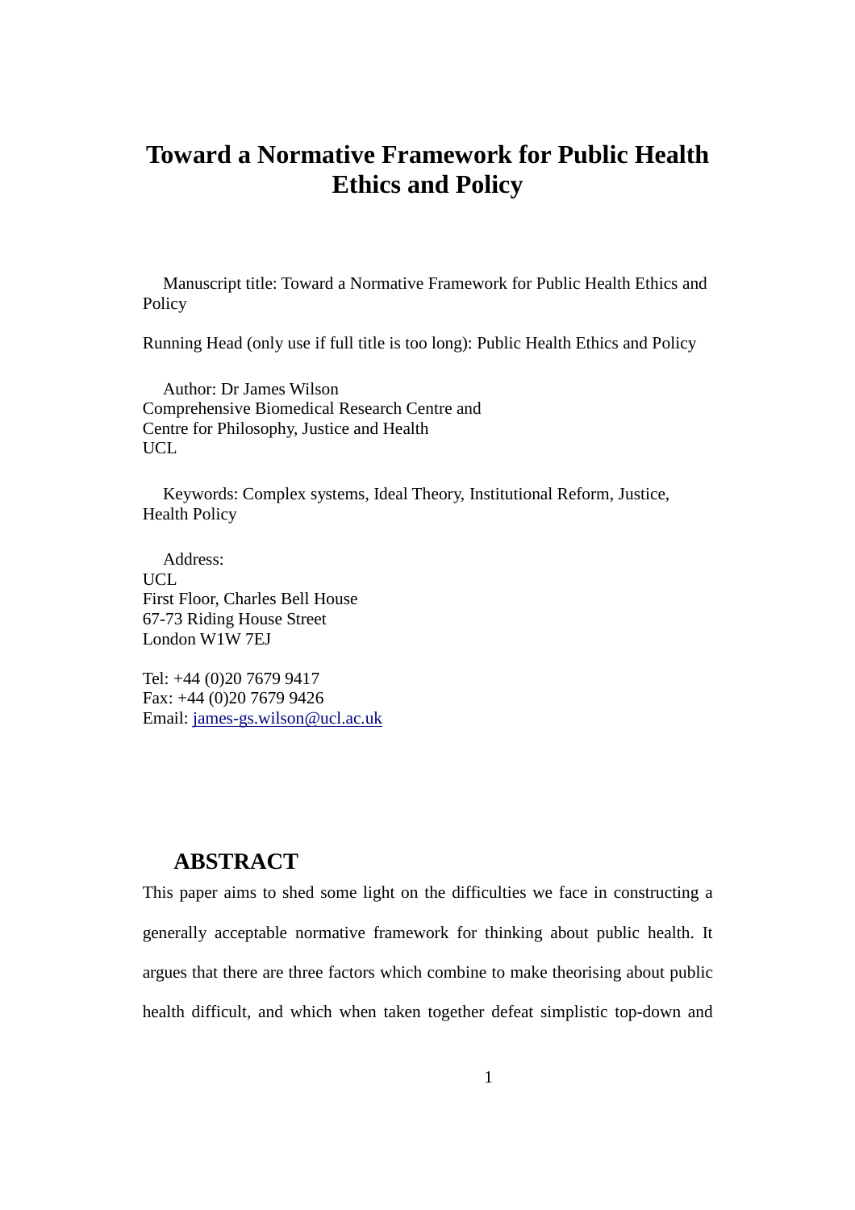# Toward a Normative Framework for Public Health Ethics and Policy

Manuscript title: Toward a Normative Framework for Public Health Ethics and Policy

Running Head (only use if full title is too long): Public Health Ethics and Policy

Author: Dr James Wilson
Comprehensive Biomedical Research Centre and
Centre for Philosophy, Justice and Health
UCL

Keywords: Complex systems, Ideal Theory, Institutional Reform, Justice, Health Policy

Address:
UCL
First Floor, Charles Bell House
67-73 Riding House Street
London W1W 7EJ

Tel: +44 (0)20 7679 9417
Fax: +44 (0)20 7679 9426
Email: james-gs.wilson@ucl.ac.uk

## ABSTRACT

This paper aims to shed some light on the difficulties we face in constructing a generally acceptable normative framework for thinking about public health. It argues that there are three factors which combine to make theorising about public health difficult, and which when taken together defeat simplistic top-down and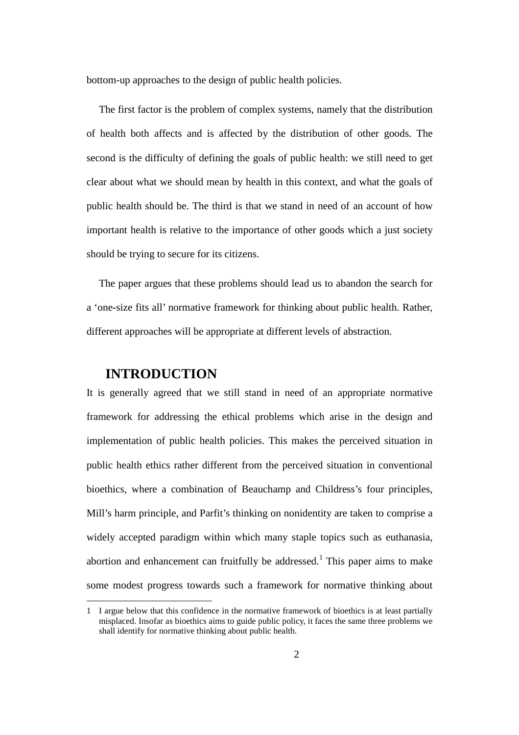bottom-up approaches to the design of public health policies.

The first factor is the problem of complex systems, namely that the distribution of health both affects and is affected by the distribution of other goods. The second is the difficulty of defining the goals of public health: we still need to get clear about what we should mean by health in this context, and what the goals of public health should be. The third is that we stand in need of an account of how important health is relative to the importance of other goods which a just society should be trying to secure for its citizens.

The paper argues that these problems should lead us to abandon the search for a 'one-size fits all' normative framework for thinking about public health. Rather, different approaches will be appropriate at different levels of abstraction.

## INTRODUCTION

It is generally agreed that we still stand in need of an appropriate normative framework for addressing the ethical problems which arise in the design and implementation of public health policies. This makes the perceived situation in public health ethics rather different from the perceived situation in conventional bioethics, where a combination of Beauchamp and Childress's four principles, Mill's harm principle, and Parfit's thinking on nonidentity are taken to comprise a widely accepted paradigm within which many staple topics such as euthanasia, abortion and enhancement can fruitfully be addressed.[1] This paper aims to make some modest progress towards such a framework for normative thinking about

[1] I argue below that this confidence in the normative framework of bioethics is at least partially misplaced. Insofar as bioethics aims to guide public policy, it faces the same three problems we shall identify for normative thinking about public health.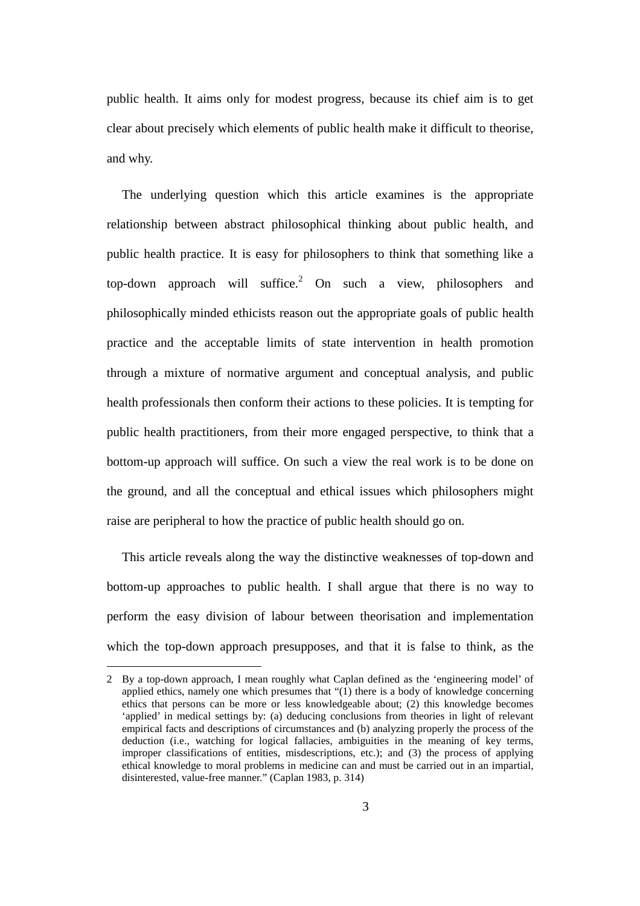public health. It aims only for modest progress, because its chief aim is to get clear about precisely which elements of public health make it difficult to theorise, and why.

The underlying question which this article examines is the appropriate relationship between abstract philosophical thinking about public health, and public health practice. It is easy for philosophers to think that something like a top-down approach will suffice.[2] On such a view, philosophers and philosophically minded ethicists reason out the appropriate goals of public health practice and the acceptable limits of state intervention in health promotion through a mixture of normative argument and conceptual analysis, and public health professionals then conform their actions to these policies. It is tempting for public health practitioners, from their more engaged perspective, to think that a bottom-up approach will suffice. On such a view the real work is to be done on the ground, and all the conceptual and ethical issues which philosophers might raise are peripheral to how the practice of public health should go on.

This article reveals along the way the distinctive weaknesses of top-down and bottom-up approaches to public health. I shall argue that there is no way to perform the easy division of labour between theorisation and implementation which the top-down approach presupposes, and that it is false to think, as the

---

2 By a top-down approach, I mean roughly what Caplan defined as the 'engineering model' of applied ethics, namely one which presumes that "(1) there is a body of knowledge concerning ethics that persons can be more or less knowledgeable about; (2) this knowledge becomes 'applied' in medical settings by: (a) deducing conclusions from theories in light of relevant empirical facts and descriptions of circumstances and (b) analyzing properly the process of the deduction (i.e., watching for logical fallacies, ambiguities in the meaning of key terms, improper classifications of entities, misdescriptions, etc.); and (3) the process of applying ethical knowledge to moral problems in medicine can and must be carried out in an impartial, disinterested, value-free manner." (Caplan 1983, p. 314)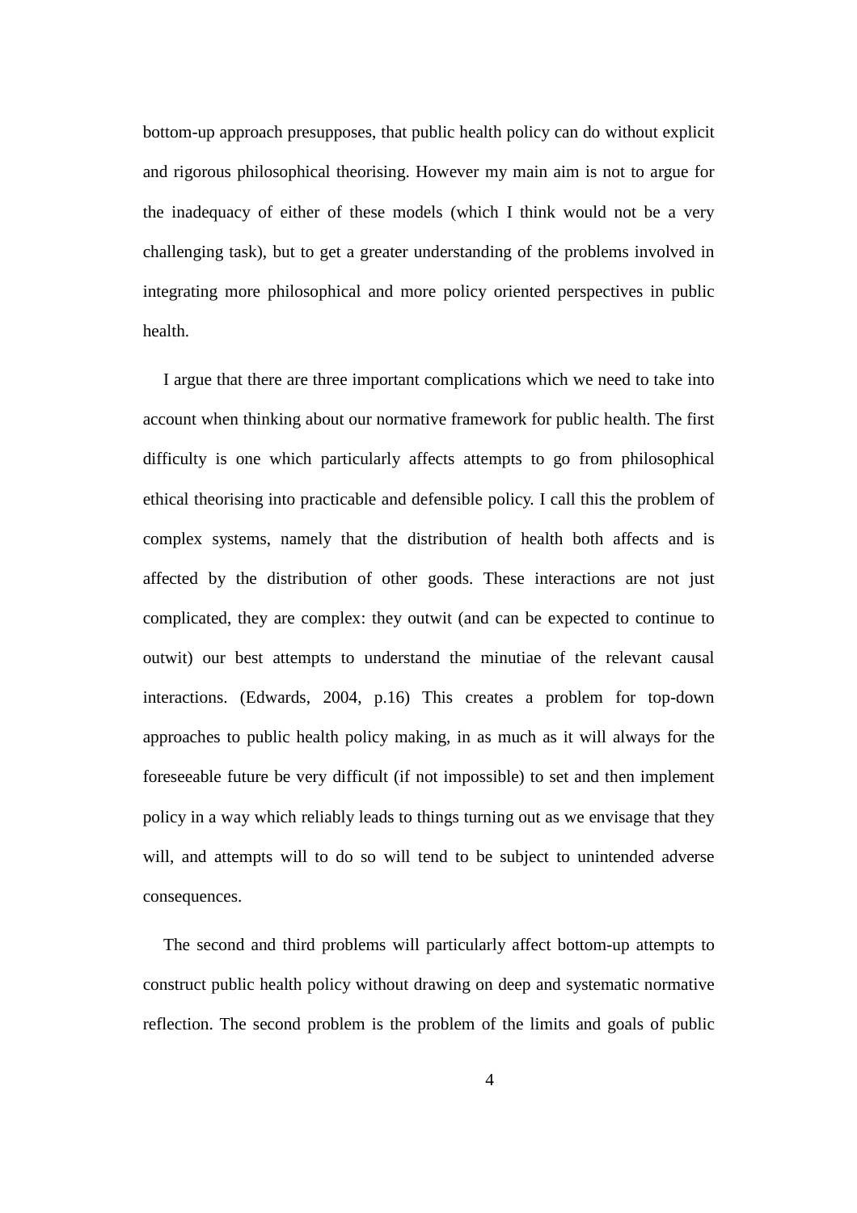bottom-up approach presupposes, that public health policy can do without explicit and rigorous philosophical theorising. However my main aim is not to argue for the inadequacy of either of these models (which I think would not be a very challenging task), but to get a greater understanding of the problems involved in integrating more philosophical and more policy oriented perspectives in public health.

I argue that there are three important complications which we need to take into account when thinking about our normative framework for public health. The first difficulty is one which particularly affects attempts to go from philosophical ethical theorising into practicable and defensible policy. I call this the problem of complex systems, namely that the distribution of health both affects and is affected by the distribution of other goods. These interactions are not just complicated, they are complex: they outwit (and can be expected to continue to outwit) our best attempts to understand the minutiae of the relevant causal interactions. (Edwards, 2004, p.16) This creates a problem for top-down approaches to public health policy making, in as much as it will always for the foreseeable future be very difficult (if not impossible) to set and then implement policy in a way which reliably leads to things turning out as we envisage that they will, and attempts will to do so will tend to be subject to unintended adverse consequences.

The second and third problems will particularly affect bottom-up attempts to construct public health policy without drawing on deep and systematic normative reflection. The second problem is the problem of the limits and goals of public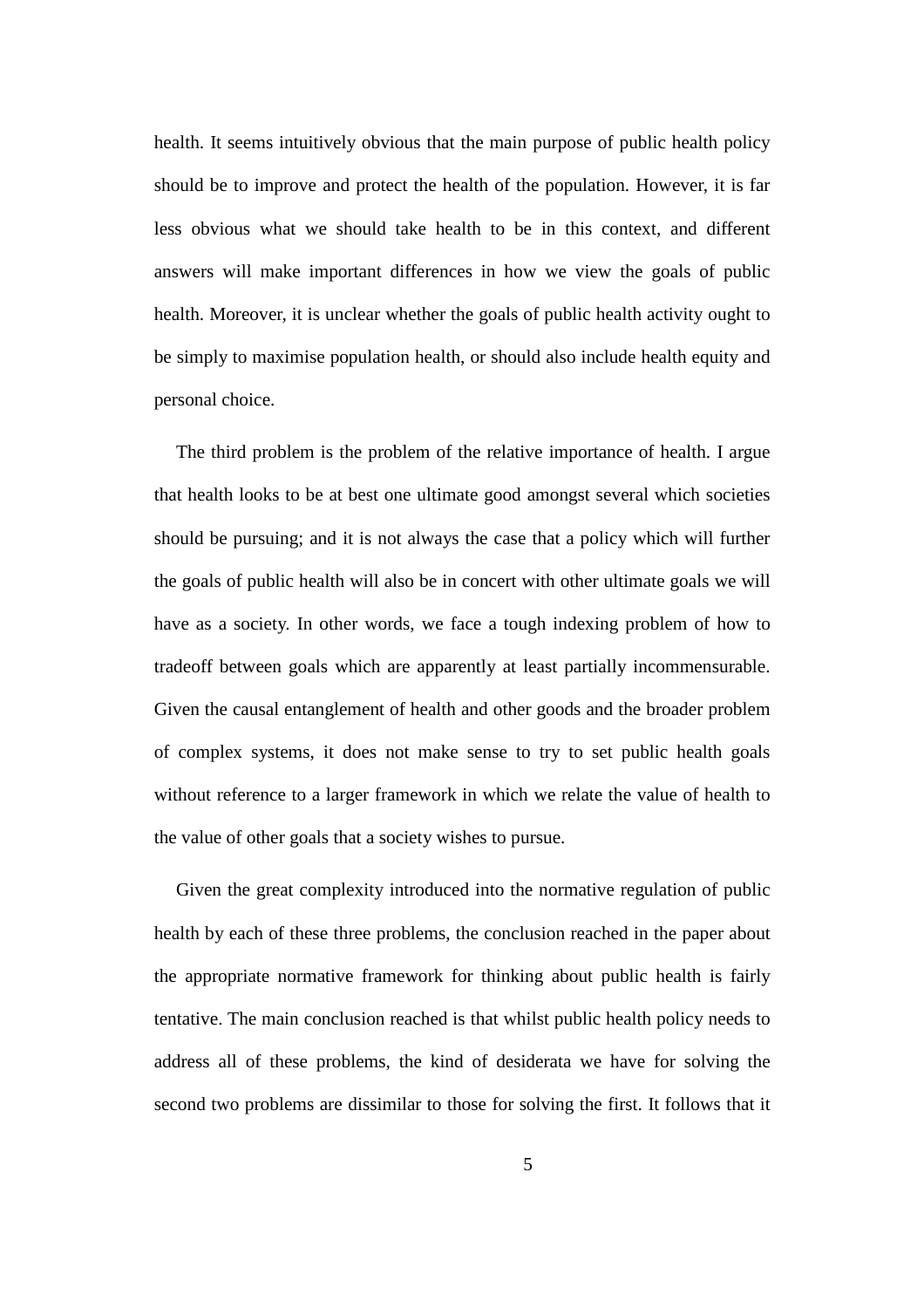health. It seems intuitively obvious that the main purpose of public health policy should be to improve and protect the health of the population. However, it is far less obvious what we should take health to be in this context, and different answers will make important differences in how we view the goals of public health. Moreover, it is unclear whether the goals of public health activity ought to be simply to maximise population health, or should also include health equity and personal choice.

The third problem is the problem of the relative importance of health. I argue that health looks to be at best one ultimate good amongst several which societies should be pursuing; and it is not always the case that a policy which will further the goals of public health will also be in concert with other ultimate goals we will have as a society. In other words, we face a tough indexing problem of how to tradeoff between goals which are apparently at least partially incommensurable. Given the causal entanglement of health and other goods and the broader problem of complex systems, it does not make sense to try to set public health goals without reference to a larger framework in which we relate the value of health to the value of other goals that a society wishes to pursue.

Given the great complexity introduced into the normative regulation of public health by each of these three problems, the conclusion reached in the paper about the appropriate normative framework for thinking about public health is fairly tentative. The main conclusion reached is that whilst public health policy needs to address all of these problems, the kind of desiderata we have for solving the second two problems are dissimilar to those for solving the first. It follows that it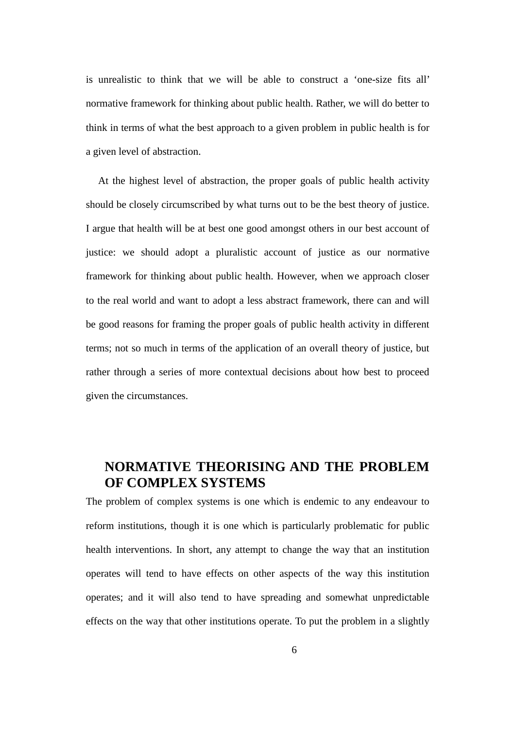is unrealistic to think that we will be able to construct a 'one-size fits all' normative framework for thinking about public health. Rather, we will do better to think in terms of what the best approach to a given problem in public health is for a given level of abstraction.

At the highest level of abstraction, the proper goals of public health activity should be closely circumscribed by what turns out to be the best theory of justice. I argue that health will be at best one good amongst others in our best account of justice: we should adopt a pluralistic account of justice as our normative framework for thinking about public health. However, when we approach closer to the real world and want to adopt a less abstract framework, there can and will be good reasons for framing the proper goals of public health activity in different terms; not so much in terms of the application of an overall theory of justice, but rather through a series of more contextual decisions about how best to proceed given the circumstances.

## NORMATIVE THEORISING AND THE PROBLEM OF COMPLEX SYSTEMS

The problem of complex systems is one which is endemic to any endeavour to reform institutions, though it is one which is particularly problematic for public health interventions. In short, any attempt to change the way that an institution operates will tend to have effects on other aspects of the way this institution operates; and it will also tend to have spreading and somewhat unpredictable effects on the way that other institutions operate. To put the problem in a slightly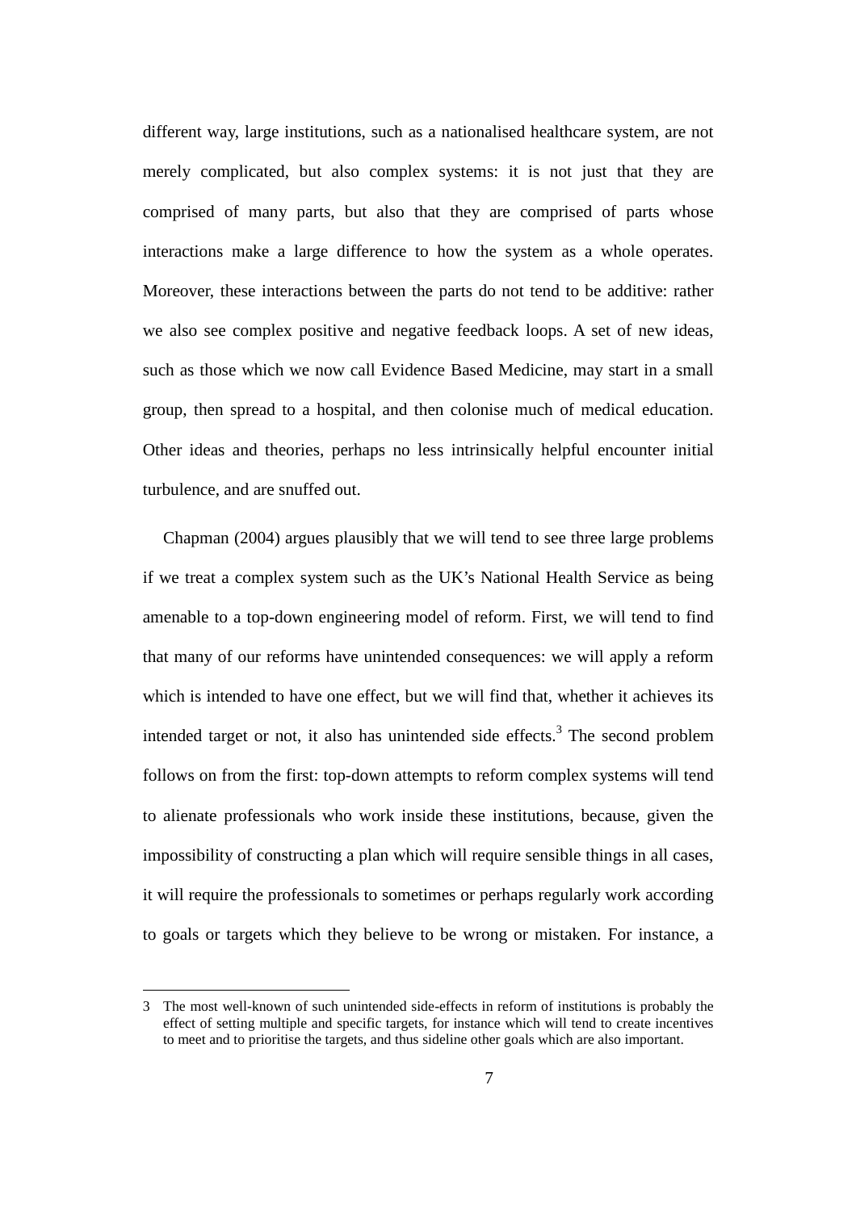different way, large institutions, such as a nationalised healthcare system, are not merely complicated, but also complex systems: it is not just that they are comprised of many parts, but also that they are comprised of parts whose interactions make a large difference to how the system as a whole operates. Moreover, these interactions between the parts do not tend to be additive: rather we also see complex positive and negative feedback loops. A set of new ideas, such as those which we now call Evidence Based Medicine, may start in a small group, then spread to a hospital, and then colonise much of medical education. Other ideas and theories, perhaps no less intrinsically helpful encounter initial turbulence, and are snuffed out.

Chapman (2004) argues plausibly that we will tend to see three large problems if we treat a complex system such as the UK's National Health Service as being amenable to a top-down engineering model of reform. First, we will tend to find that many of our reforms have unintended consequences: we will apply a reform which is intended to have one effect, but we will find that, whether it achieves its intended target or not, it also has unintended side effects.[3] The second problem follows on from the first: top-down attempts to reform complex systems will tend to alienate professionals who work inside these institutions, because, given the impossibility of constructing a plan which will require sensible things in all cases, it will require the professionals to sometimes or perhaps regularly work according to goals or targets which they believe to be wrong or mistaken. For instance, a

3 The most well-known of such unintended side-effects in reform of institutions is probably the effect of setting multiple and specific targets, for instance which will tend to create incentives to meet and to prioritise the targets, and thus sideline other goals which are also important.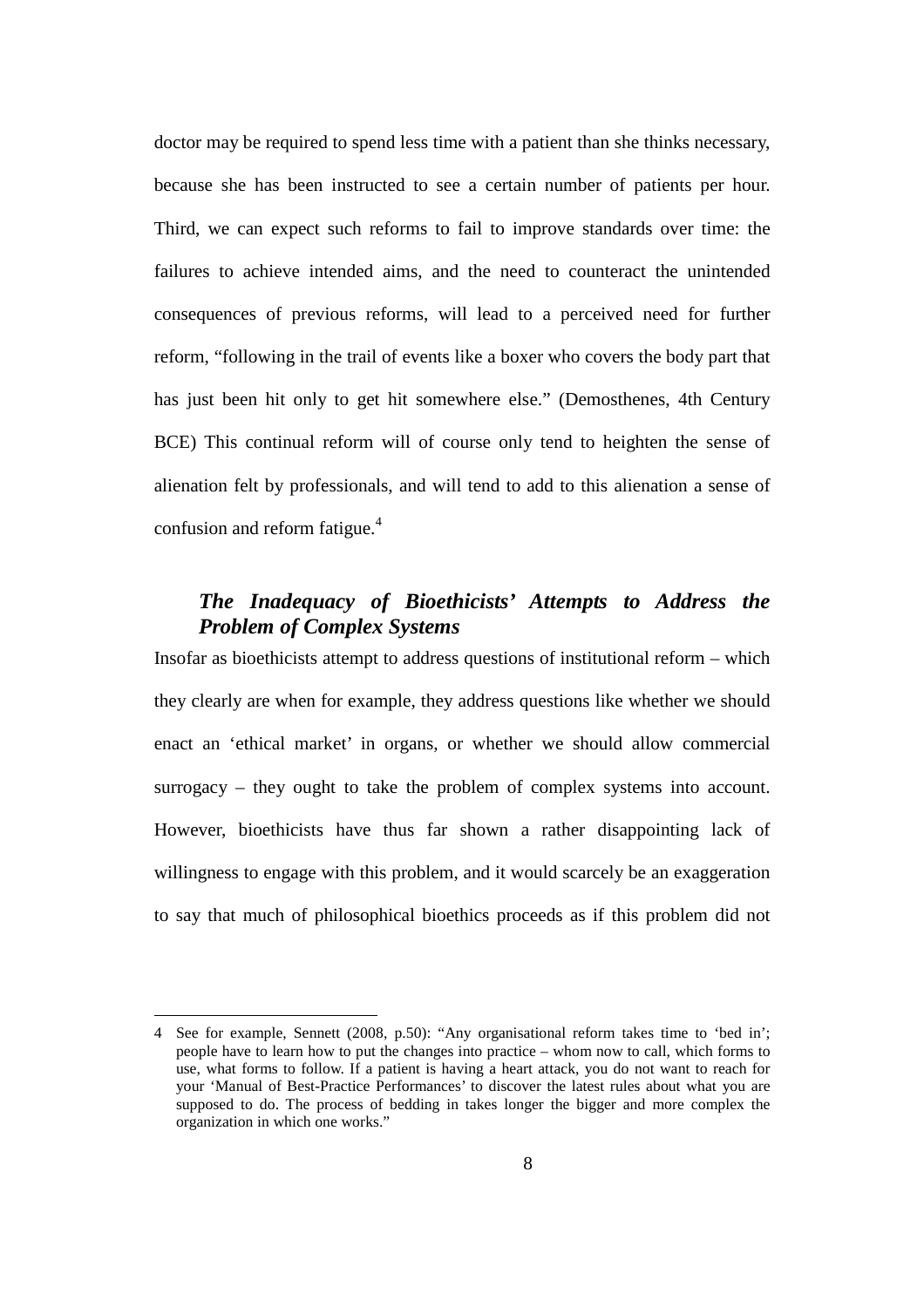doctor may be required to spend less time with a patient than she thinks necessary, because she has been instructed to see a certain number of patients per hour. Third, we can expect such reforms to fail to improve standards over time: the failures to achieve intended aims, and the need to counteract the unintended consequences of previous reforms, will lead to a perceived need for further reform, "following in the trail of events like a boxer who covers the body part that has just been hit only to get hit somewhere else." (Demosthenes, 4th Century BCE) This continual reform will of course only tend to heighten the sense of alienation felt by professionals, and will tend to add to this alienation a sense of confusion and reform fatigue.[4]

## *The Inadequacy of Bioethicists' Attempts to Address the Problem of Complex Systems*

Insofar as bioethicists attempt to address questions of institutional reform – which they clearly are when for example, they address questions like whether we should enact an 'ethical market' in organs, or whether we should allow commercial surrogacy – they ought to take the problem of complex systems into account. However, bioethicists have thus far shown a rather disappointing lack of willingness to engage with this problem, and it would scarcely be an exaggeration to say that much of philosophical bioethics proceeds as if this problem did not

---

4 See for example, Sennett (2008, p.50): "Any organisational reform takes time to 'bed in'; people have to learn how to put the changes into practice – whom now to call, which forms to use, what forms to follow. If a patient is having a heart attack, you do not want to reach for your 'Manual of Best-Practice Performances' to discover the latest rules about what you are supposed to do. The process of bedding in takes longer the bigger and more complex the organization in which one works."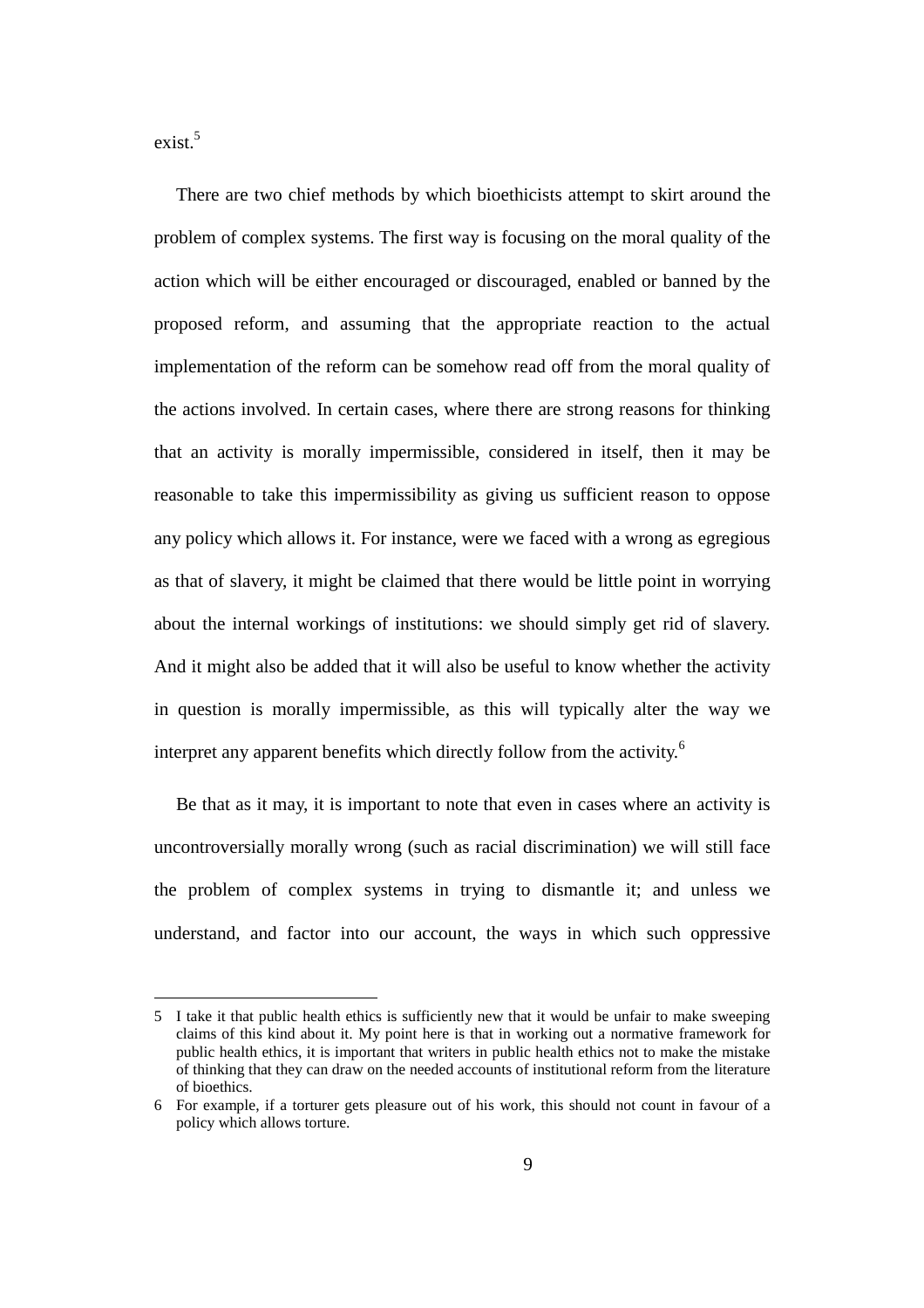exist.[5]

There are two chief methods by which bioethicists attempt to skirt around the problem of complex systems. The first way is focusing on the moral quality of the action which will be either encouraged or discouraged, enabled or banned by the proposed reform, and assuming that the appropriate reaction to the actual implementation of the reform can be somehow read off from the moral quality of the actions involved. In certain cases, where there are strong reasons for thinking that an activity is morally impermissible, considered in itself, then it may be reasonable to take this impermissibility as giving us sufficient reason to oppose any policy which allows it. For instance, were we faced with a wrong as egregious as that of slavery, it might be claimed that there would be little point in worrying about the internal workings of institutions: we should simply get rid of slavery. And it might also be added that it will also be useful to know whether the activity in question is morally impermissible, as this will typically alter the way we interpret any apparent benefits which directly follow from the activity.[6]

Be that as it may, it is important to note that even in cases where an activity is uncontroversially morally wrong (such as racial discrimination) we will still face the problem of complex systems in trying to dismantle it; and unless we understand, and factor into our account, the ways in which such oppressive

---

5 I take it that public health ethics is sufficiently new that it would be unfair to make sweeping claims of this kind about it. My point here is that in working out a normative framework for public health ethics, it is important that writers in public health ethics not to make the mistake of thinking that they can draw on the needed accounts of institutional reform from the literature of bioethics.

6 For example, if a torturer gets pleasure out of his work, this should not count in favour of a policy which allows torture.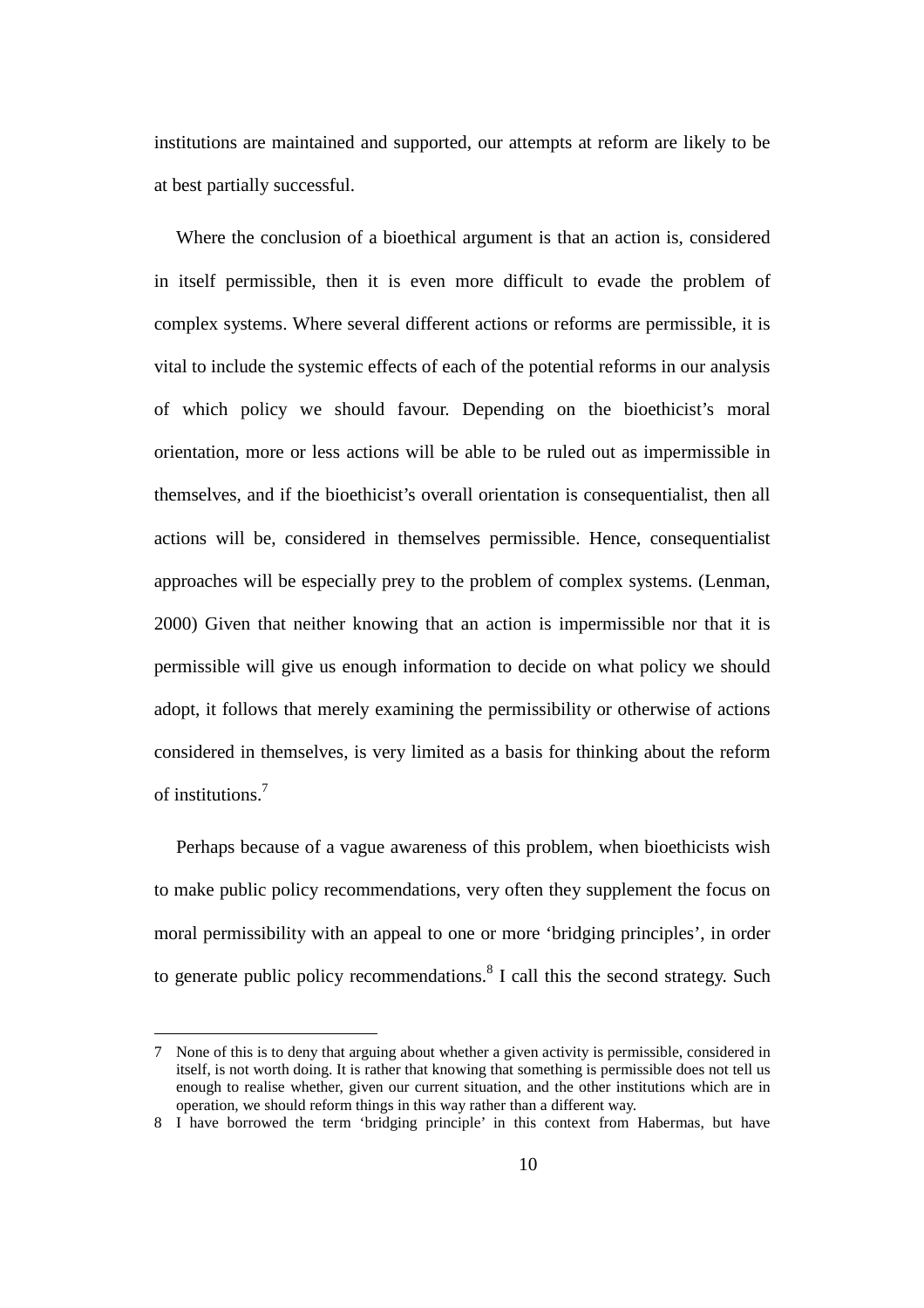institutions are maintained and supported, our attempts at reform are likely to be at best partially successful.

Where the conclusion of a bioethical argument is that an action is, considered in itself permissible, then it is even more difficult to evade the problem of complex systems. Where several different actions or reforms are permissible, it is vital to include the systemic effects of each of the potential reforms in our analysis of which policy we should favour. Depending on the bioethicist's moral orientation, more or less actions will be able to be ruled out as impermissible in themselves, and if the bioethicist's overall orientation is consequentialist, then all actions will be, considered in themselves permissible. Hence, consequentialist approaches will be especially prey to the problem of complex systems. (Lenman, 2000) Given that neither knowing that an action is impermissible nor that it is permissible will give us enough information to decide on what policy we should adopt, it follows that merely examining the permissibility or otherwise of actions considered in themselves, is very limited as a basis for thinking about the reform of institutions.[7]

Perhaps because of a vague awareness of this problem, when bioethicists wish to make public policy recommendations, very often they supplement the focus on moral permissibility with an appeal to one or more 'bridging principles', in order to generate public policy recommendations.[8] I call this the second strategy. Such

---

7 None of this is to deny that arguing about whether a given activity is permissible, considered in itself, is not worth doing. It is rather that knowing that something is permissible does not tell us enough to realise whether, given our current situation, and the other institutions which are in operation, we should reform things in this way rather than a different way.

8 I have borrowed the term 'bridging principle' in this context from Habermas, but have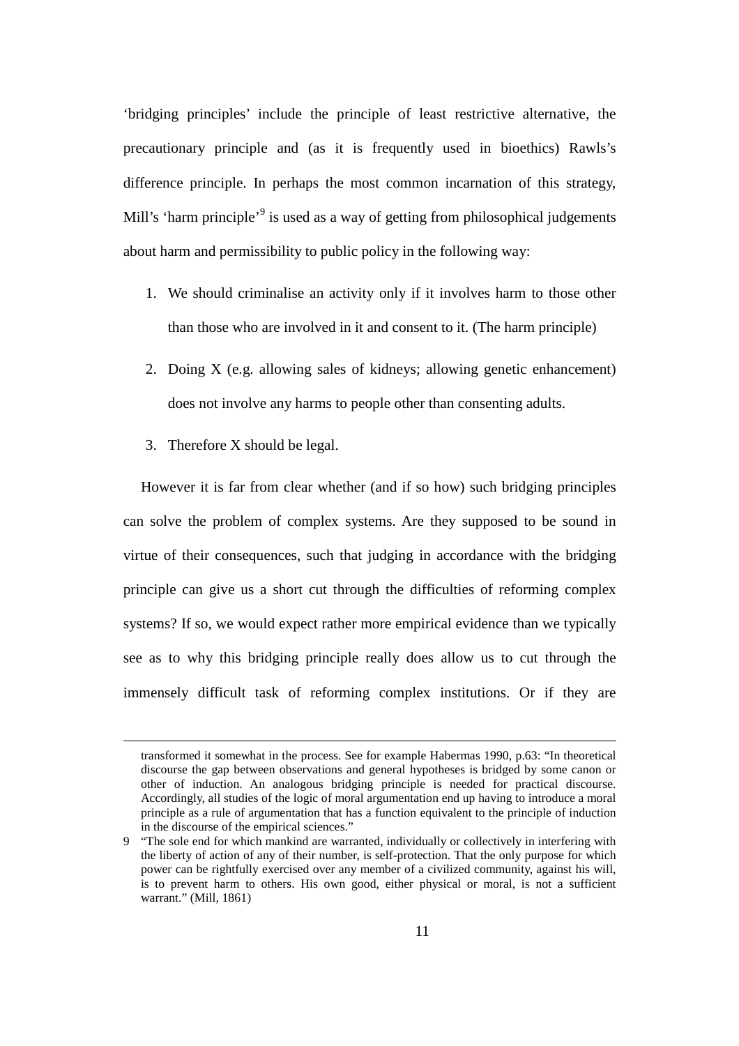'bridging principles' include the principle of least restrictive alternative, the precautionary principle and (as it is frequently used in bioethics) Rawls's difference principle. In perhaps the most common incarnation of this strategy, Mill's 'harm principle'[9] is used as a way of getting from philosophical judgements about harm and permissibility to public policy in the following way:

1. We should criminalise an activity only if it involves harm to those other than those who are involved in it and consent to it. (The harm principle)
2. Doing X (e.g. allowing sales of kidneys; allowing genetic enhancement) does not involve any harms to people other than consenting adults.
3. Therefore X should be legal.

However it is far from clear whether (and if so how) such bridging principles can solve the problem of complex systems. Are they supposed to be sound in virtue of their consequences, such that judging in accordance with the bridging principle can give us a short cut through the difficulties of reforming complex systems? If so, we would expect rather more empirical evidence than we typically see as to why this bridging principle really does allow us to cut through the immensely difficult task of reforming complex institutions. Or if they are

---

transformed it somewhat in the process. See for example Habermas 1990, p.63: "In theoretical discourse the gap between observations and general hypotheses is bridged by some canon or other of induction. An analogous bridging principle is needed for practical discourse. Accordingly, all studies of the logic of moral argumentation end up having to introduce a moral principle as a rule of argumentation that has a function equivalent to the principle of induction in the discourse of the empirical sciences."

9 "The sole end for which mankind are warranted, individually or collectively in interfering with the liberty of action of any of their number, is self-protection. That the only purpose for which power can be rightfully exercised over any member of a civilized community, against his will, is to prevent harm to others. His own good, either physical or moral, is not a sufficient warrant." (Mill, 1861)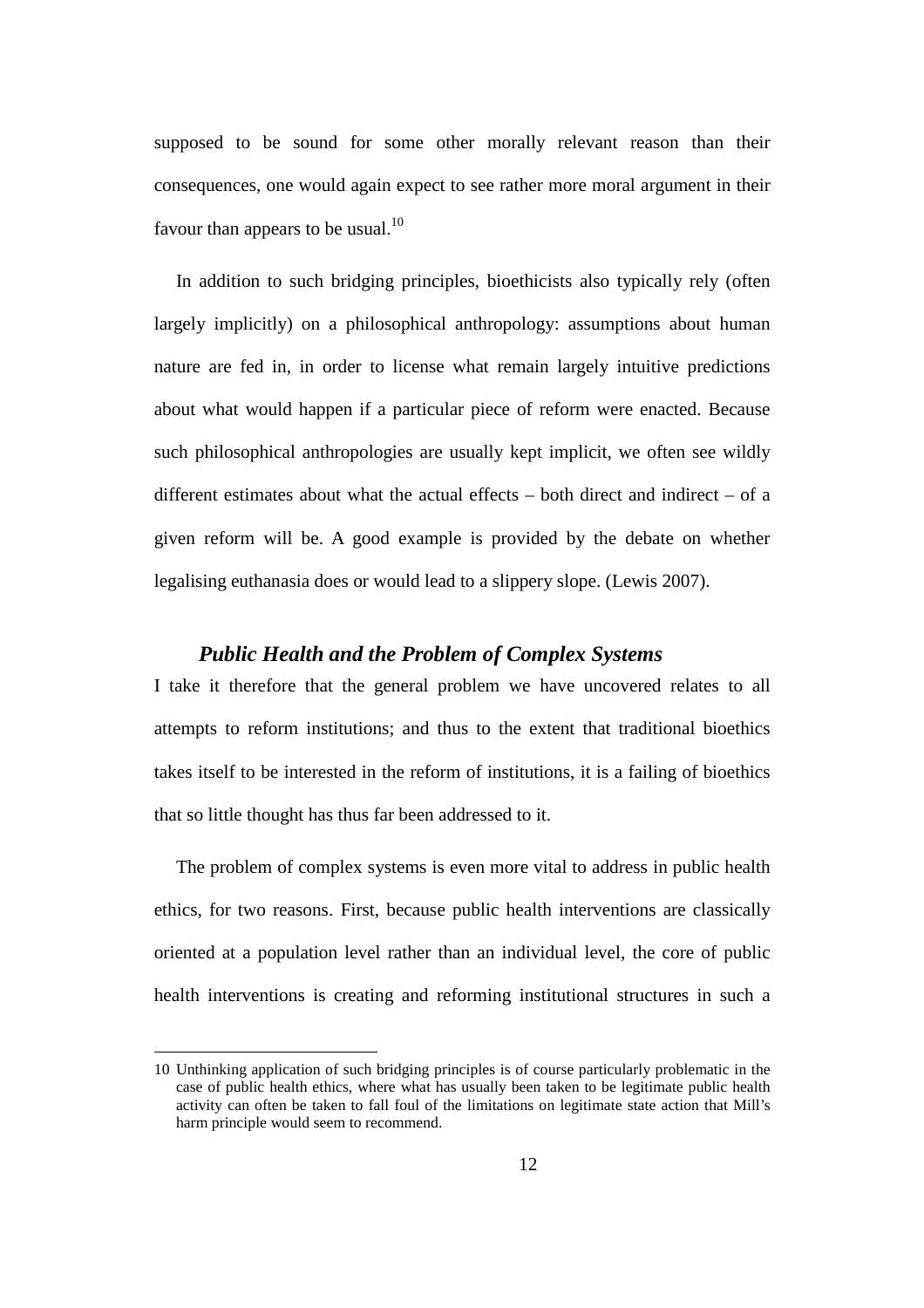supposed to be sound for some other morally relevant reason than their consequences, one would again expect to see rather more moral argument in their favour than appears to be usual.[10]

In addition to such bridging principles, bioethicists also typically rely (often largely implicitly) on a philosophical anthropology: assumptions about human nature are fed in, in order to license what remain largely intuitive predictions about what would happen if a particular piece of reform were enacted. Because such philosophical anthropologies are usually kept implicit, we often see wildly different estimates about what the actual effects – both direct and indirect – of a given reform will be. A good example is provided by the debate on whether legalising euthanasia does or would lead to a slippery slope. (Lewis 2007).

### *Public Health and the Problem of Complex Systems*

I take it therefore that the general problem we have uncovered relates to all attempts to reform institutions; and thus to the extent that traditional bioethics takes itself to be interested in the reform of institutions, it is a failing of bioethics that so little thought has thus far been addressed to it.

The problem of complex systems is even more vital to address in public health ethics, for two reasons. First, because public health interventions are classically oriented at a population level rather than an individual level, the core of public health interventions is creating and reforming institutional structures in such a

---

[10] Unthinking application of such bridging principles is of course particularly problematic in the case of public health ethics, where what has usually been taken to be legitimate public health activity can often be taken to fall foul of the limitations on legitimate state action that Mill's harm principle would seem to recommend.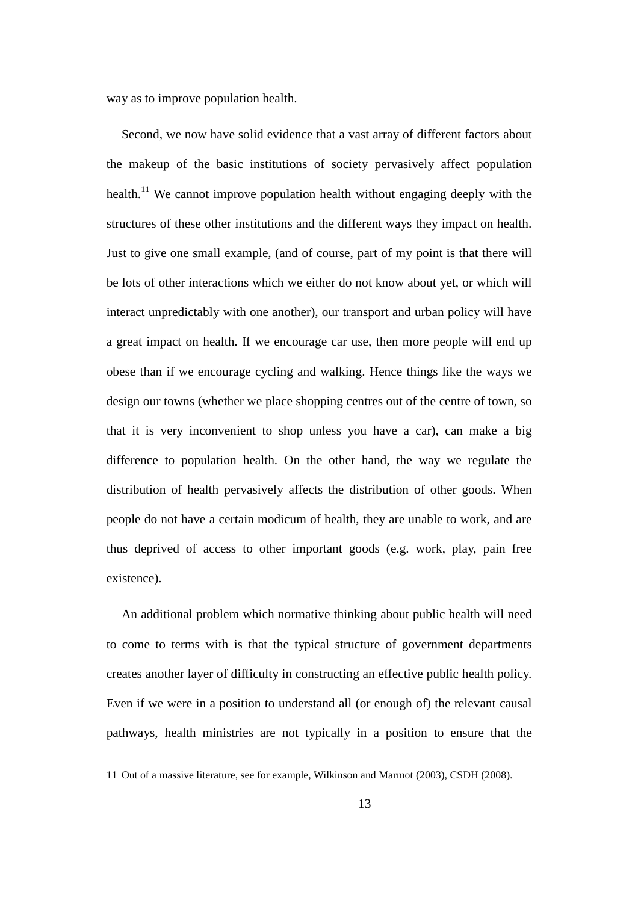way as to improve population health.

Second, we now have solid evidence that a vast array of different factors about the makeup of the basic institutions of society pervasively affect population health.[11] We cannot improve population health without engaging deeply with the structures of these other institutions and the different ways they impact on health. Just to give one small example, (and of course, part of my point is that there will be lots of other interactions which we either do not know about yet, or which will interact unpredictably with one another), our transport and urban policy will have a great impact on health. If we encourage car use, then more people will end up obese than if we encourage cycling and walking. Hence things like the ways we design our towns (whether we place shopping centres out of the centre of town, so that it is very inconvenient to shop unless you have a car), can make a big difference to population health. On the other hand, the way we regulate the distribution of health pervasively affects the distribution of other goods. When people do not have a certain modicum of health, they are unable to work, and are thus deprived of access to other important goods (e.g. work, play, pain free existence).

An additional problem which normative thinking about public health will need to come to terms with is that the typical structure of government departments creates another layer of difficulty in constructing an effective public health policy. Even if we were in a position to understand all (or enough of) the relevant causal pathways, health ministries are not typically in a position to ensure that the

---

11 Out of a massive literature, see for example, Wilkinson and Marmot (2003), CSDH (2008).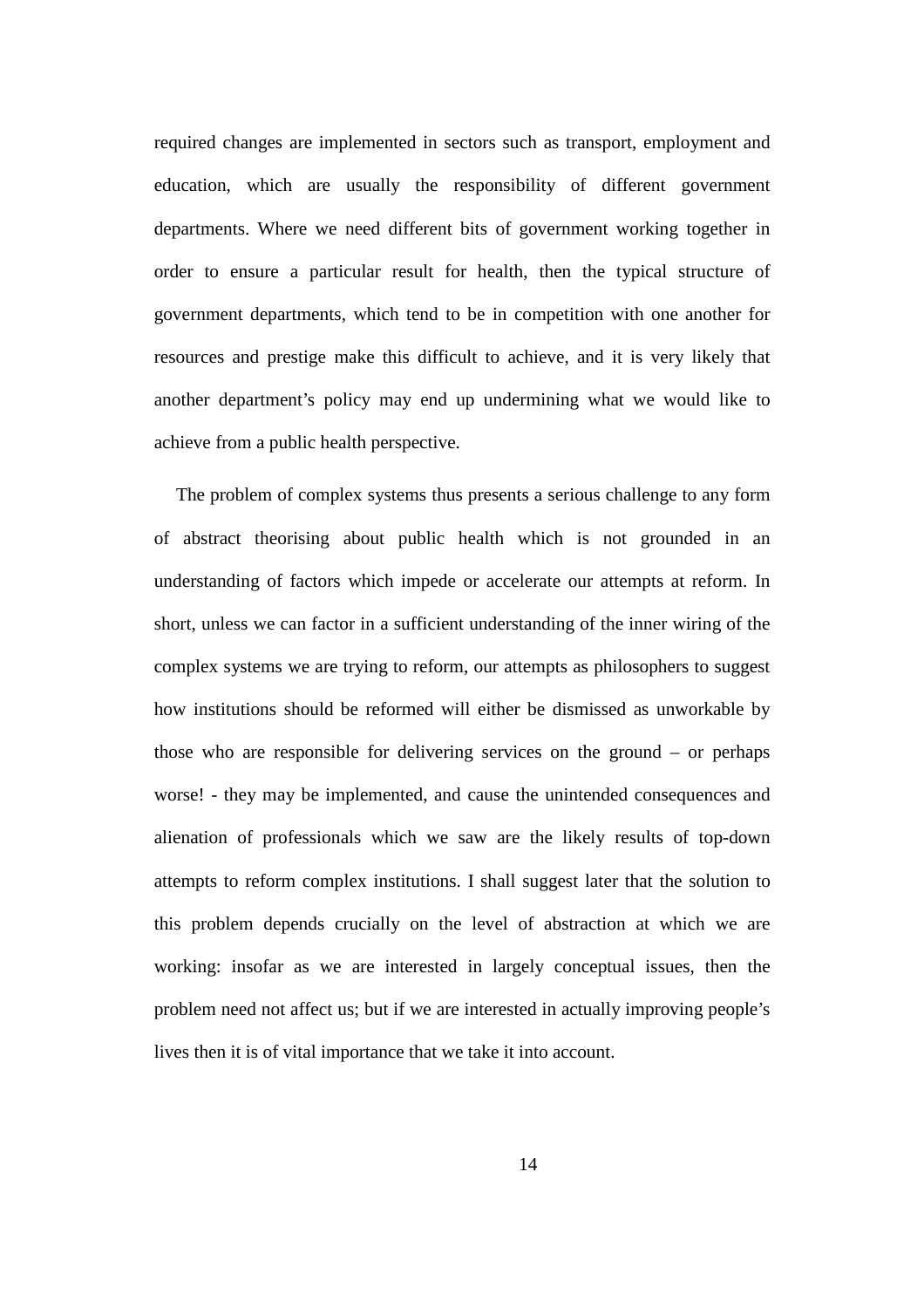required changes are implemented in sectors such as transport, employment and education, which are usually the responsibility of different government departments. Where we need different bits of government working together in order to ensure a particular result for health, then the typical structure of government departments, which tend to be in competition with one another for resources and prestige make this difficult to achieve, and it is very likely that another department's policy may end up undermining what we would like to achieve from a public health perspective.

The problem of complex systems thus presents a serious challenge to any form of abstract theorising about public health which is not grounded in an understanding of factors which impede or accelerate our attempts at reform. In short, unless we can factor in a sufficient understanding of the inner wiring of the complex systems we are trying to reform, our attempts as philosophers to suggest how institutions should be reformed will either be dismissed as unworkable by those who are responsible for delivering services on the ground – or perhaps worse! - they may be implemented, and cause the unintended consequences and alienation of professionals which we saw are the likely results of top-down attempts to reform complex institutions. I shall suggest later that the solution to this problem depends crucially on the level of abstraction at which we are working: insofar as we are interested in largely conceptual issues, then the problem need not affect us; but if we are interested in actually improving people's lives then it is of vital importance that we take it into account.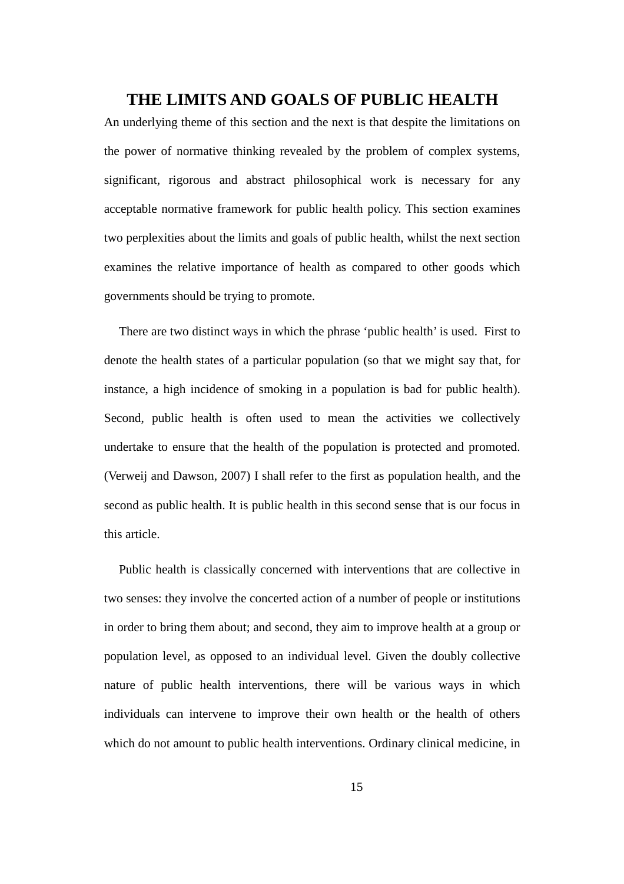## THE LIMITS AND GOALS OF PUBLIC HEALTH

An underlying theme of this section and the next is that despite the limitations on the power of normative thinking revealed by the problem of complex systems, significant, rigorous and abstract philosophical work is necessary for any acceptable normative framework for public health policy. This section examines two perplexities about the limits and goals of public health, whilst the next section examines the relative importance of health as compared to other goods which governments should be trying to promote.

There are two distinct ways in which the phrase 'public health' is used. First to denote the health states of a particular population (so that we might say that, for instance, a high incidence of smoking in a population is bad for public health). Second, public health is often used to mean the activities we collectively undertake to ensure that the health of the population is protected and promoted. (Verweij and Dawson, 2007) I shall refer to the first as population health, and the second as public health. It is public health in this second sense that is our focus in this article.

Public health is classically concerned with interventions that are collective in two senses: they involve the concerted action of a number of people or institutions in order to bring them about; and second, they aim to improve health at a group or population level, as opposed to an individual level. Given the doubly collective nature of public health interventions, there will be various ways in which individuals can intervene to improve their own health or the health of others which do not amount to public health interventions. Ordinary clinical medicine, in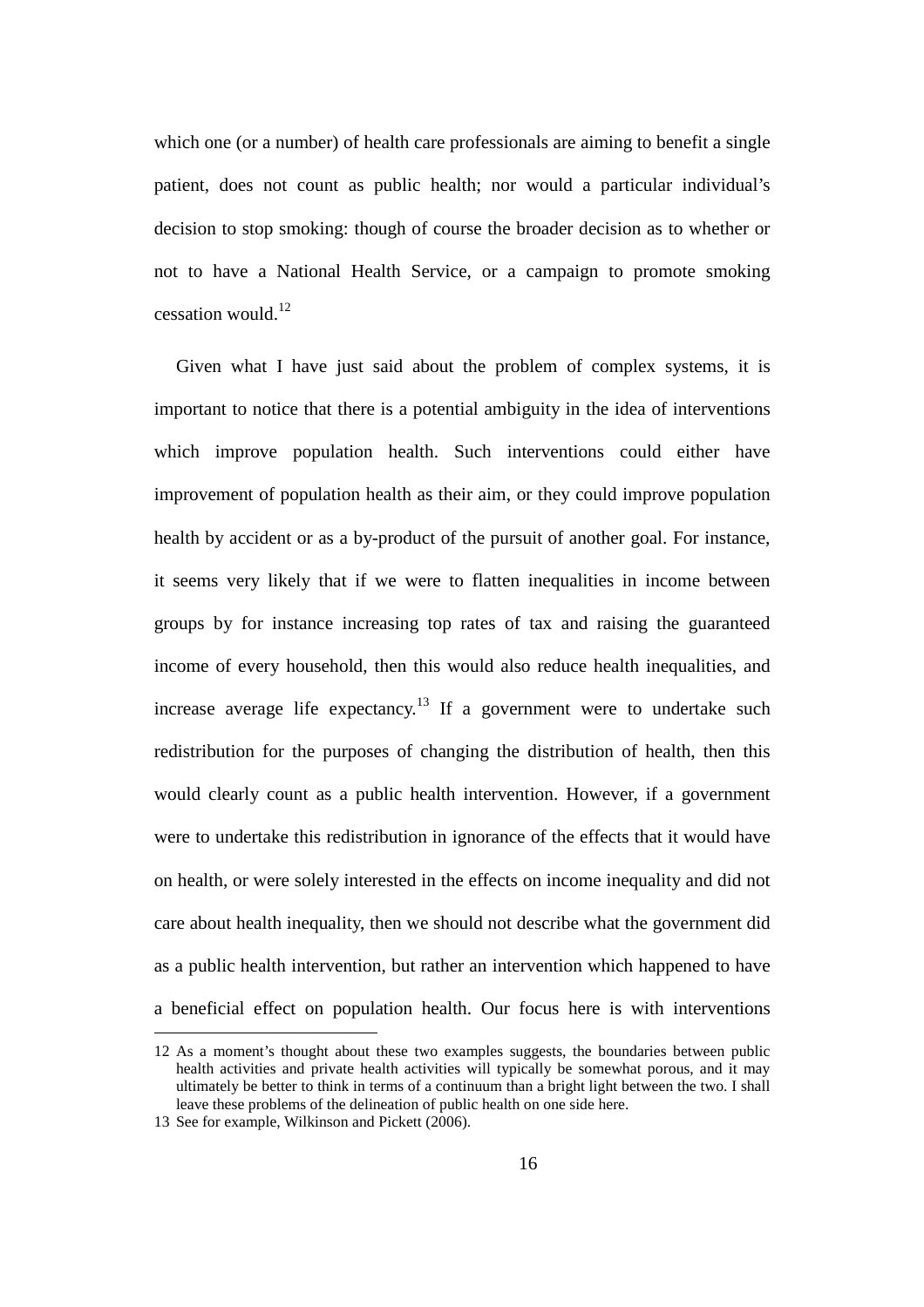which one (or a number) of health care professionals are aiming to benefit a single patient, does not count as public health; nor would a particular individual's decision to stop smoking: though of course the broader decision as to whether or not to have a National Health Service, or a campaign to promote smoking cessation would.[12]

Given what I have just said about the problem of complex systems, it is important to notice that there is a potential ambiguity in the idea of interventions which improve population health. Such interventions could either have improvement of population health as their aim, or they could improve population health by accident or as a by-product of the pursuit of another goal. For instance, it seems very likely that if we were to flatten inequalities in income between groups by for instance increasing top rates of tax and raising the guaranteed income of every household, then this would also reduce health inequalities, and increase average life expectancy.[13] If a government were to undertake such redistribution for the purposes of changing the distribution of health, then this would clearly count as a public health intervention. However, if a government were to undertake this redistribution in ignorance of the effects that it would have on health, or were solely interested in the effects on income inequality and did not care about health inequality, then we should not describe what the government did as a public health intervention, but rather an intervention which happened to have a beneficial effect on population health. Our focus here is with interventions

---

12 As a moment's thought about these two examples suggests, the boundaries between public health activities and private health activities will typically be somewhat porous, and it may ultimately be better to think in terms of a continuum than a bright light between the two. I shall leave these problems of the delineation of public health on one side here.

13 See for example, Wilkinson and Pickett (2006).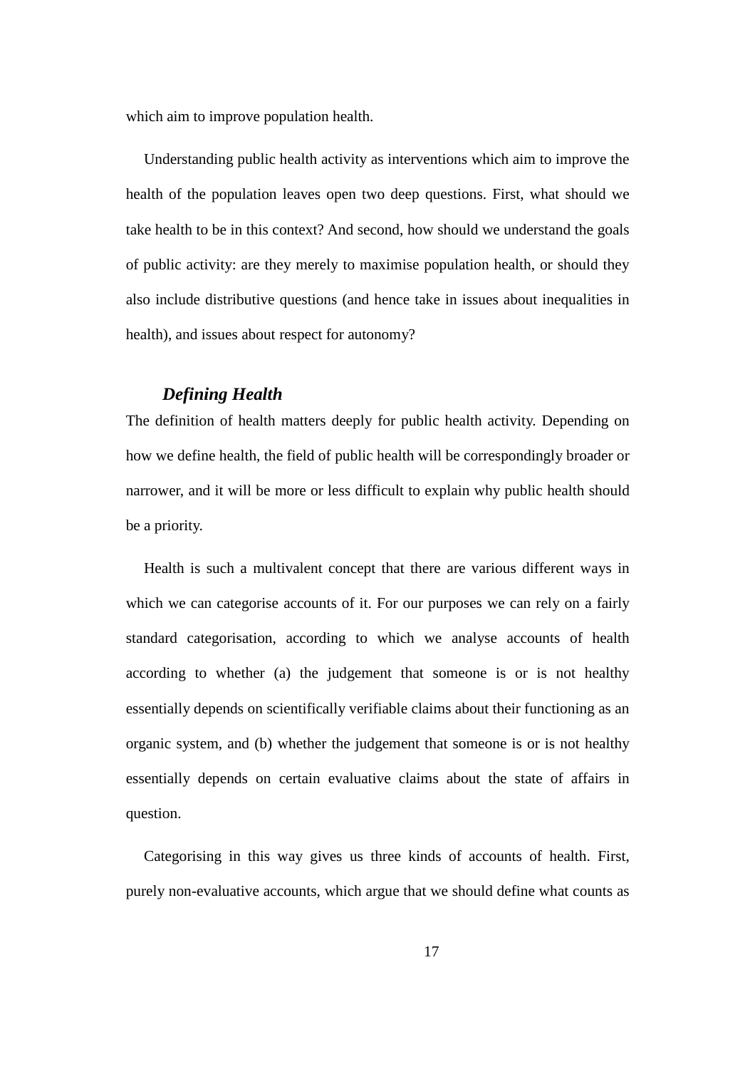which aim to improve population health.

Understanding public health activity as interventions which aim to improve the health of the population leaves open two deep questions. First, what should we take health to be in this context? And second, how should we understand the goals of public activity: are they merely to maximise population health, or should they also include distributive questions (and hence take in issues about inequalities in health), and issues about respect for autonomy?

### *Defining Health*

The definition of health matters deeply for public health activity. Depending on how we define health, the field of public health will be correspondingly broader or narrower, and it will be more or less difficult to explain why public health should be a priority.

Health is such a multivalent concept that there are various different ways in which we can categorise accounts of it. For our purposes we can rely on a fairly standard categorisation, according to which we analyse accounts of health according to whether (a) the judgement that someone is or is not healthy essentially depends on scientifically verifiable claims about their functioning as an organic system, and (b) whether the judgement that someone is or is not healthy essentially depends on certain evaluative claims about the state of affairs in question.

Categorising in this way gives us three kinds of accounts of health. First, purely non-evaluative accounts, which argue that we should define what counts as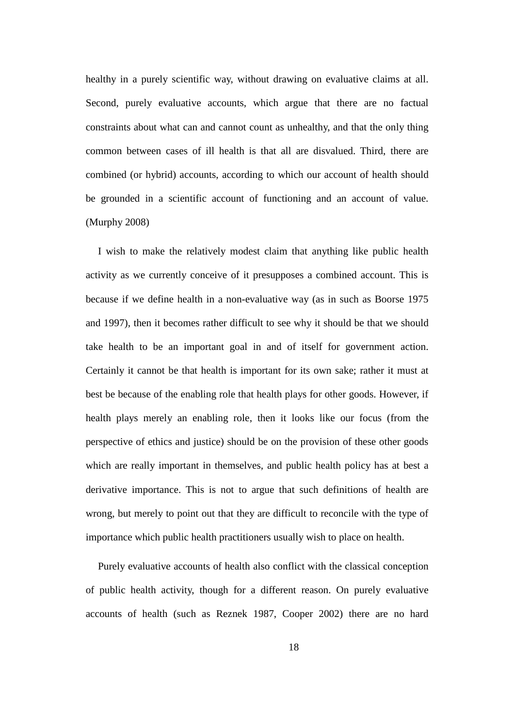healthy in a purely scientific way, without drawing on evaluative claims at all. Second, purely evaluative accounts, which argue that there are no factual constraints about what can and cannot count as unhealthy, and that the only thing common between cases of ill health is that all are disvalued. Third, there are combined (or hybrid) accounts, according to which our account of health should be grounded in a scientific account of functioning and an account of value. (Murphy 2008)

I wish to make the relatively modest claim that anything like public health activity as we currently conceive of it presupposes a combined account. This is because if we define health in a non-evaluative way (as in such as Boorse 1975 and 1997), then it becomes rather difficult to see why it should be that we should take health to be an important goal in and of itself for government action. Certainly it cannot be that health is important for its own sake; rather it must at best be because of the enabling role that health plays for other goods. However, if health plays merely an enabling role, then it looks like our focus (from the perspective of ethics and justice) should be on the provision of these other goods which are really important in themselves, and public health policy has at best a derivative importance. This is not to argue that such definitions of health are wrong, but merely to point out that they are difficult to reconcile with the type of importance which public health practitioners usually wish to place on health.

Purely evaluative accounts of health also conflict with the classical conception of public health activity, though for a different reason. On purely evaluative accounts of health (such as Reznek 1987, Cooper 2002) there are no hard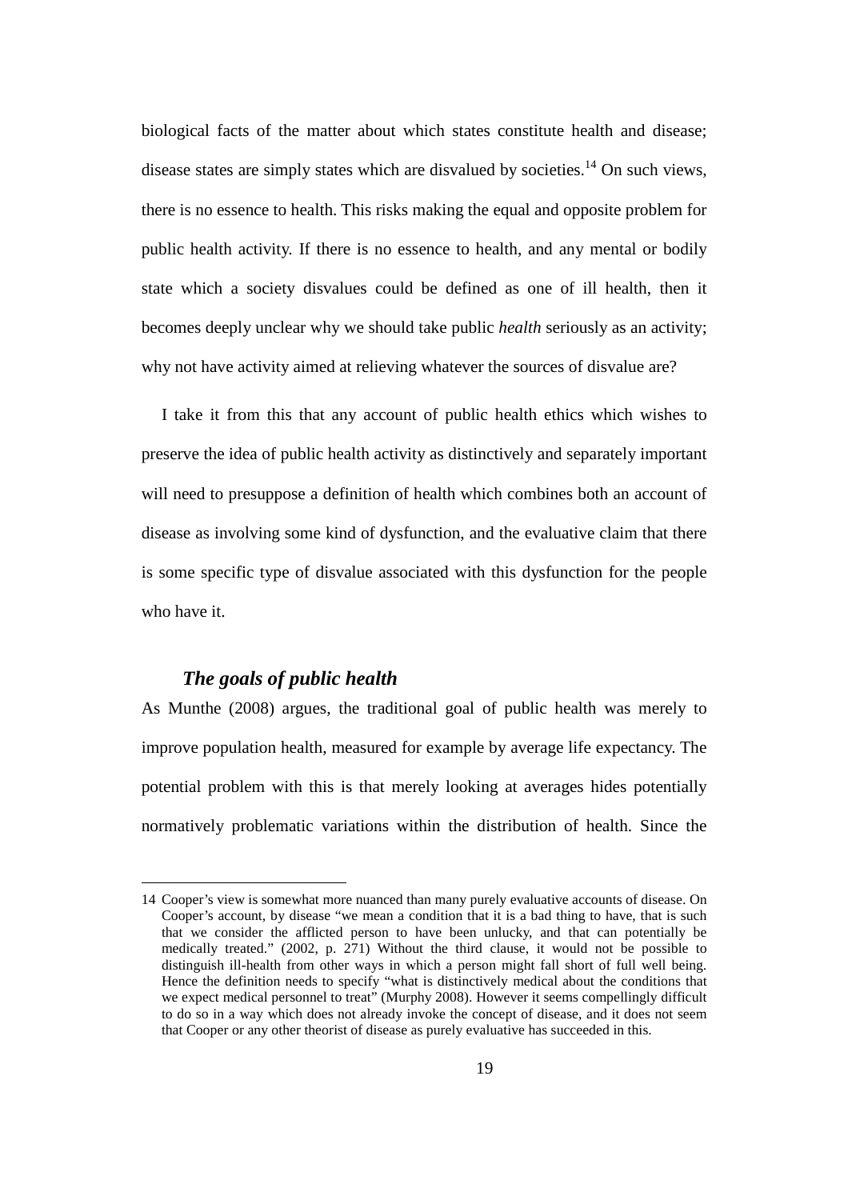biological facts of the matter about which states constitute health and disease; disease states are simply states which are disvalued by societies.[14] On such views, there is no essence to health. This risks making the equal and opposite problem for public health activity. If there is no essence to health, and any mental or bodily state which a society disvalues could be defined as one of ill health, then it becomes deeply unclear why we should take public *health* seriously as an activity; why not have activity aimed at relieving whatever the sources of disvalue are?

I take it from this that any account of public health ethics which wishes to preserve the idea of public health activity as distinctively and separately important will need to presuppose a definition of health which combines both an account of disease as involving some kind of dysfunction, and the evaluative claim that there is some specific type of disvalue associated with this dysfunction for the people who have it.

### *The goals of public health*

As Munthe (2008) argues, the traditional goal of public health was merely to improve population health, measured for example by average life expectancy. The potential problem with this is that merely looking at averages hides potentially normatively problematic variations within the distribution of health. Since the

---

14 Cooper's view is somewhat more nuanced than many purely evaluative accounts of disease. On Cooper's account, by disease "we mean a condition that it is a bad thing to have, that is such that we consider the afflicted person to have been unlucky, and that can potentially be medically treated." (2002, p. 271) Without the third clause, it would not be possible to distinguish ill-health from other ways in which a person might fall short of full well being. Hence the definition needs to specify "what is distinctively medical about the conditions that we expect medical personnel to treat" (Murphy 2008). However it seems compellingly difficult to do so in a way which does not already invoke the concept of disease, and it does not seem that Cooper or any other theorist of disease as purely evaluative has succeeded in this.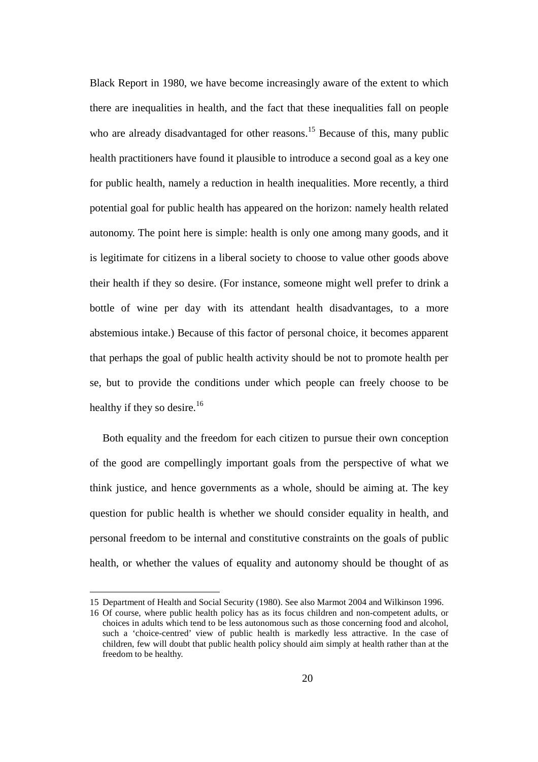Black Report in 1980, we have become increasingly aware of the extent to which there are inequalities in health, and the fact that these inequalities fall on people who are already disadvantaged for other reasons.[15] Because of this, many public health practitioners have found it plausible to introduce a second goal as a key one for public health, namely a reduction in health inequalities. More recently, a third potential goal for public health has appeared on the horizon: namely health related autonomy. The point here is simple: health is only one among many goods, and it is legitimate for citizens in a liberal society to choose to value other goods above their health if they so desire. (For instance, someone might well prefer to drink a bottle of wine per day with its attendant health disadvantages, to a more abstemious intake.) Because of this factor of personal choice, it becomes apparent that perhaps the goal of public health activity should be not to promote health per se, but to provide the conditions under which people can freely choose to be healthy if they so desire.[16]

Both equality and the freedom for each citizen to pursue their own conception of the good are compellingly important goals from the perspective of what we think justice, and hence governments as a whole, should be aiming at. The key question for public health is whether we should consider equality in health, and personal freedom to be internal and constitutive constraints on the goals of public health, or whether the values of equality and autonomy should be thought of as

---

15 Department of Health and Social Security (1980). See also Marmot 2004 and Wilkinson 1996.

16 Of course, where public health policy has as its focus children and non-competent adults, or choices in adults which tend to be less autonomous such as those concerning food and alcohol, such a 'choice-centred' view of public health is markedly less attractive. In the case of children, few will doubt that public health policy should aim simply at health rather than at the freedom to be healthy.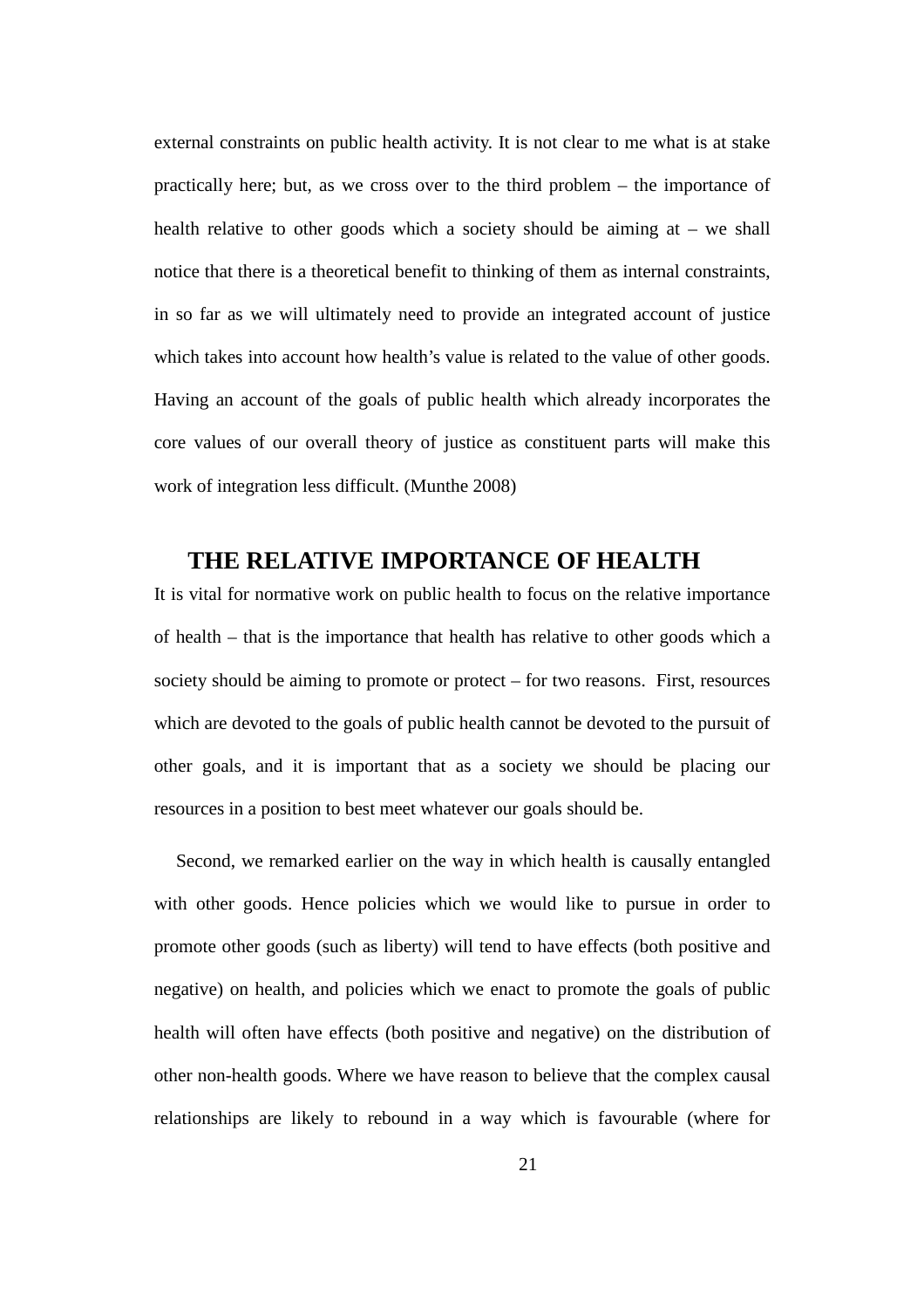external constraints on public health activity. It is not clear to me what is at stake practically here; but, as we cross over to the third problem – the importance of health relative to other goods which a society should be aiming at – we shall notice that there is a theoretical benefit to thinking of them as internal constraints, in so far as we will ultimately need to provide an integrated account of justice which takes into account how health's value is related to the value of other goods. Having an account of the goals of public health which already incorporates the core values of our overall theory of justice as constituent parts will make this work of integration less difficult. (Munthe 2008)

## THE RELATIVE IMPORTANCE OF HEALTH

It is vital for normative work on public health to focus on the relative importance of health – that is the importance that health has relative to other goods which a society should be aiming to promote or protect – for two reasons. First, resources which are devoted to the goals of public health cannot be devoted to the pursuit of other goals, and it is important that as a society we should be placing our resources in a position to best meet whatever our goals should be.

Second, we remarked earlier on the way in which health is causally entangled with other goods. Hence policies which we would like to pursue in order to promote other goods (such as liberty) will tend to have effects (both positive and negative) on health, and policies which we enact to promote the goals of public health will often have effects (both positive and negative) on the distribution of other non-health goods. Where we have reason to believe that the complex causal relationships are likely to rebound in a way which is favourable (where for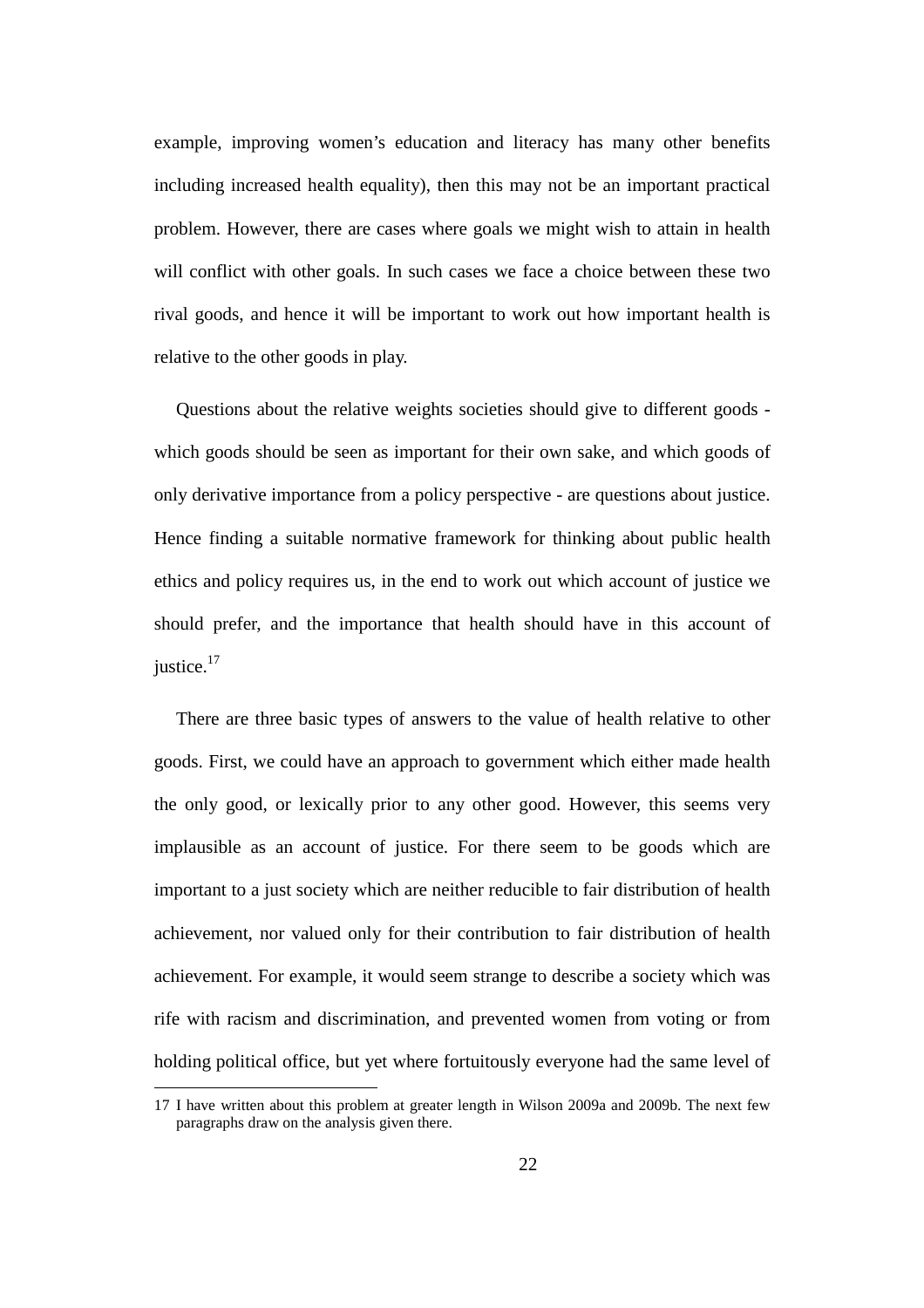example, improving women's education and literacy has many other benefits including increased health equality), then this may not be an important practical problem. However, there are cases where goals we might wish to attain in health will conflict with other goals. In such cases we face a choice between these two rival goods, and hence it will be important to work out how important health is relative to the other goods in play.

Questions about the relative weights societies should give to different goods - which goods should be seen as important for their own sake, and which goods of only derivative importance from a policy perspective - are questions about justice. Hence finding a suitable normative framework for thinking about public health ethics and policy requires us, in the end to work out which account of justice we should prefer, and the importance that health should have in this account of justice.[17]

There are three basic types of answers to the value of health relative to other goods. First, we could have an approach to government which either made health the only good, or lexically prior to any other good. However, this seems very implausible as an account of justice. For there seem to be goods which are important to a just society which are neither reducible to fair distribution of health achievement, nor valued only for their contribution to fair distribution of health achievement. For example, it would seem strange to describe a society which was rife with racism and discrimination, and prevented women from voting or from holding political office, but yet where fortuitously everyone had the same level of

---

17 I have written about this problem at greater length in Wilson 2009a and 2009b. The next few paragraphs draw on the analysis given there.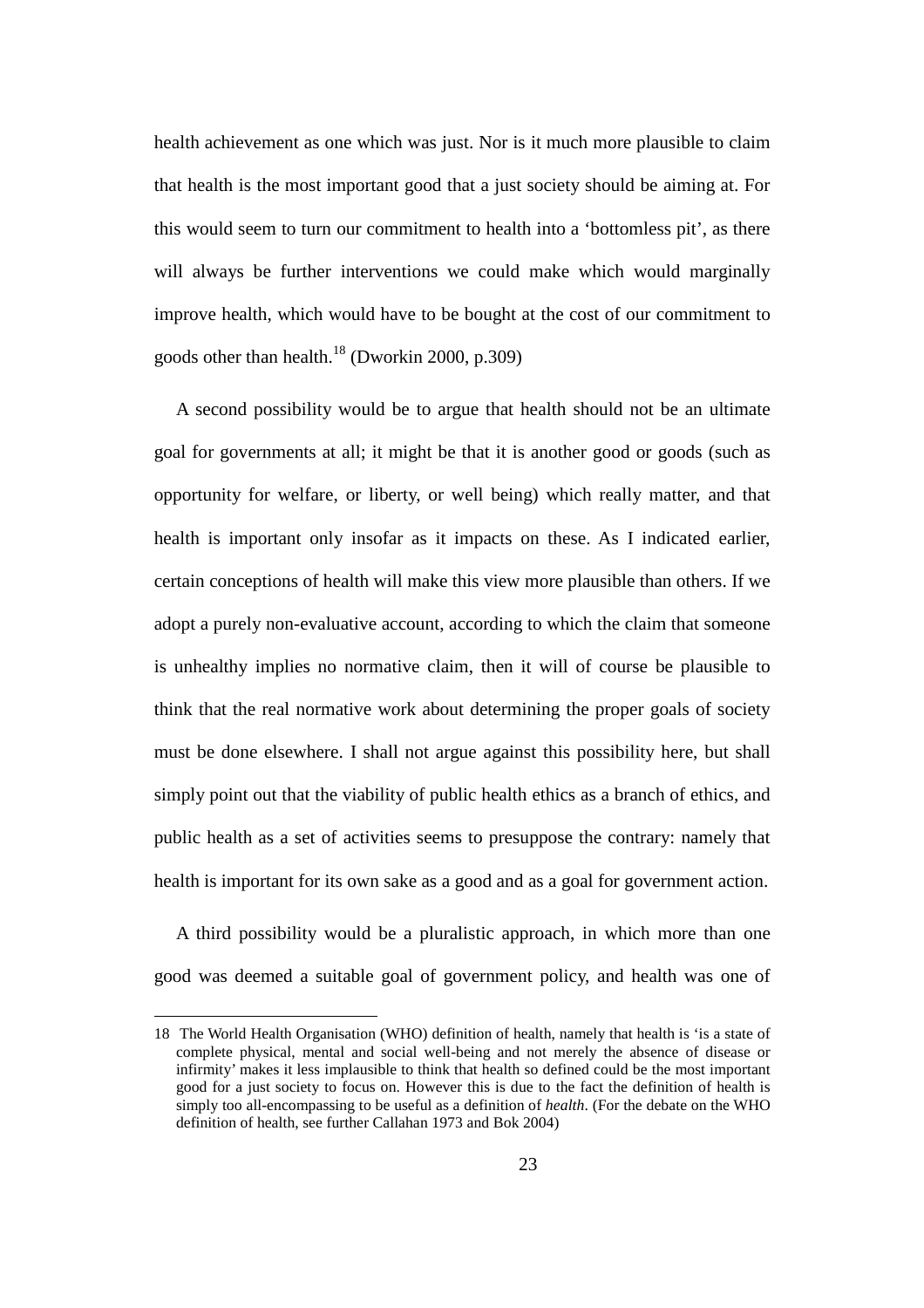health achievement as one which was just. Nor is it much more plausible to claim that health is the most important good that a just society should be aiming at. For this would seem to turn our commitment to health into a 'bottomless pit', as there will always be further interventions we could make which would marginally improve health, which would have to be bought at the cost of our commitment to goods other than health.[18] (Dworkin 2000, p.309)

A second possibility would be to argue that health should not be an ultimate goal for governments at all; it might be that it is another good or goods (such as opportunity for welfare, or liberty, or well being) which really matter, and that health is important only insofar as it impacts on these. As I indicated earlier, certain conceptions of health will make this view more plausible than others. If we adopt a purely non-evaluative account, according to which the claim that someone is unhealthy implies no normative claim, then it will of course be plausible to think that the real normative work about determining the proper goals of society must be done elsewhere. I shall not argue against this possibility here, but shall simply point out that the viability of public health ethics as a branch of ethics, and public health as a set of activities seems to presuppose the contrary: namely that health is important for its own sake as a good and as a goal for government action.

A third possibility would be a pluralistic approach, in which more than one good was deemed a suitable goal of government policy, and health was one of

---

18 The World Health Organisation (WHO) definition of health, namely that health is 'is a state of complete physical, mental and social well-being and not merely the absence of disease or infirmity' makes it less implausible to think that health so defined could be the most important good for a just society to focus on. However this is due to the fact the definition of health is simply too all-encompassing to be useful as a definition of *health*. (For the debate on the WHO definition of health, see further Callahan 1973 and Bok 2004)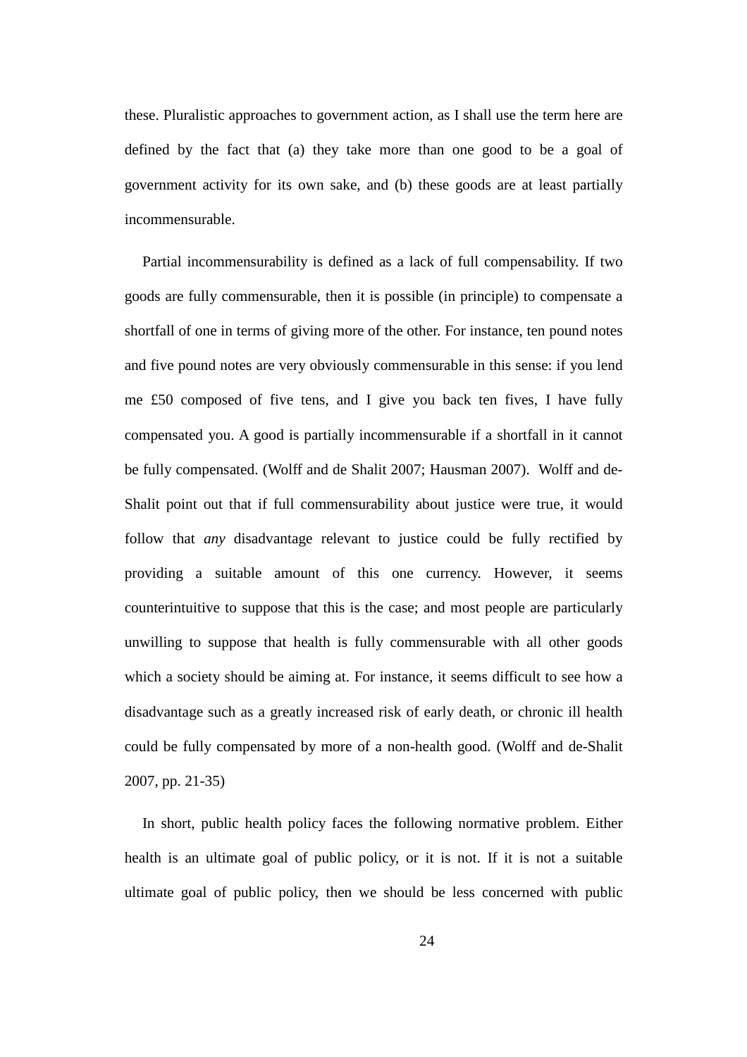these. Pluralistic approaches to government action, as I shall use the term here are defined by the fact that (a) they take more than one good to be a goal of government activity for its own sake, and (b) these goods are at least partially incommensurable.

Partial incommensurability is defined as a lack of full compensability. If two goods are fully commensurable, then it is possible (in principle) to compensate a shortfall of one in terms of giving more of the other. For instance, ten pound notes and five pound notes are very obviously commensurable in this sense: if you lend me £50 composed of five tens, and I give you back ten fives, I have fully compensated you. A good is partially incommensurable if a shortfall in it cannot be fully compensated. (Wolff and de Shalit 2007; Hausman 2007). Wolff and de-Shalit point out that if full commensurability about justice were true, it would follow that *any* disadvantage relevant to justice could be fully rectified by providing a suitable amount of this one currency. However, it seems counterintuitive to suppose that this is the case; and most people are particularly unwilling to suppose that health is fully commensurable with all other goods which a society should be aiming at. For instance, it seems difficult to see how a disadvantage such as a greatly increased risk of early death, or chronic ill health could be fully compensated by more of a non-health good. (Wolff and de-Shalit 2007, pp. 21-35)

In short, public health policy faces the following normative problem. Either health is an ultimate goal of public policy, or it is not. If it is not a suitable ultimate goal of public policy, then we should be less concerned with public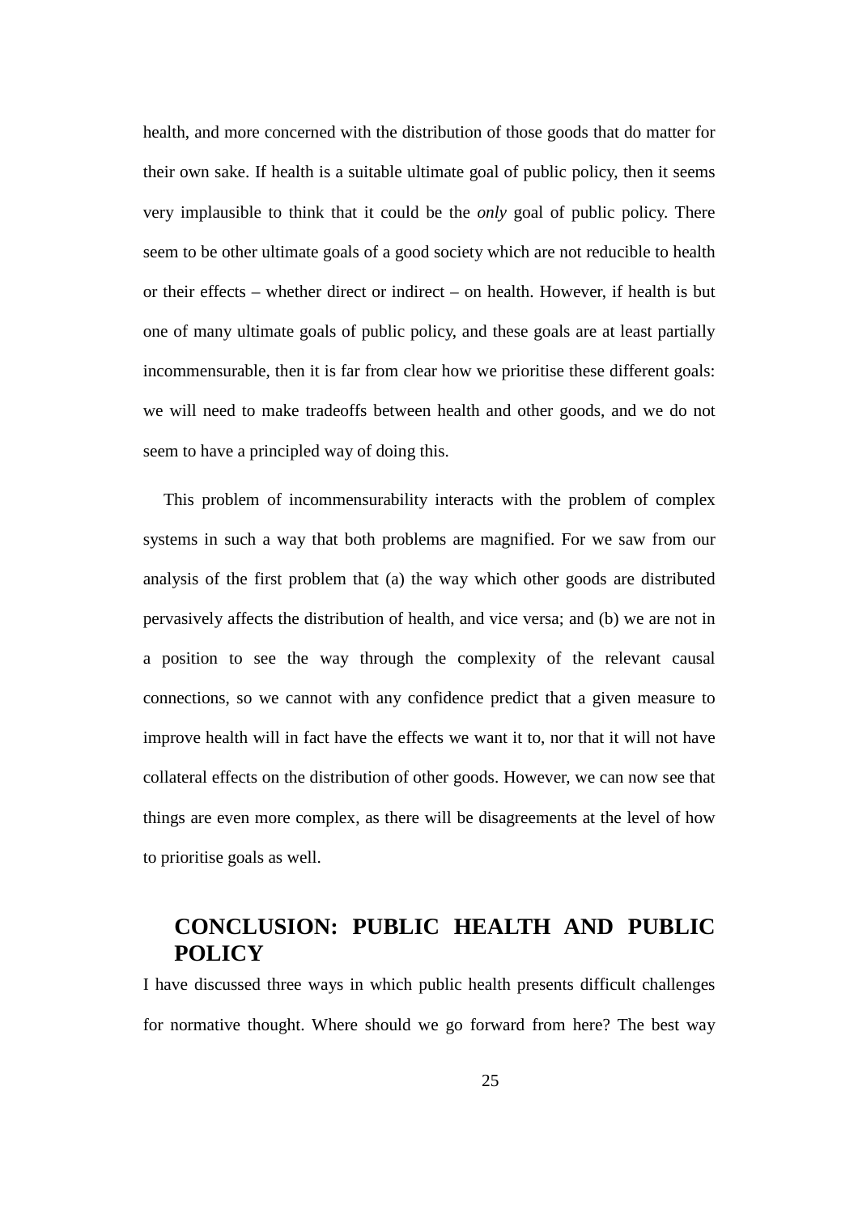health, and more concerned with the distribution of those goods that do matter for their own sake. If health is a suitable ultimate goal of public policy, then it seems very implausible to think that it could be the *only* goal of public policy. There seem to be other ultimate goals of a good society which are not reducible to health or their effects – whether direct or indirect – on health. However, if health is but one of many ultimate goals of public policy, and these goals are at least partially incommensurable, then it is far from clear how we prioritise these different goals: we will need to make tradeoffs between health and other goods, and we do not seem to have a principled way of doing this.

This problem of incommensurability interacts with the problem of complex systems in such a way that both problems are magnified. For we saw from our analysis of the first problem that (a) the way which other goods are distributed pervasively affects the distribution of health, and vice versa; and (b) we are not in a position to see the way through the complexity of the relevant causal connections, so we cannot with any confidence predict that a given measure to improve health will in fact have the effects we want it to, nor that it will not have collateral effects on the distribution of other goods. However, we can now see that things are even more complex, as there will be disagreements at the level of how to prioritise goals as well.

## CONCLUSION: PUBLIC HEALTH AND PUBLIC POLICY

I have discussed three ways in which public health presents difficult challenges for normative thought. Where should we go forward from here? The best way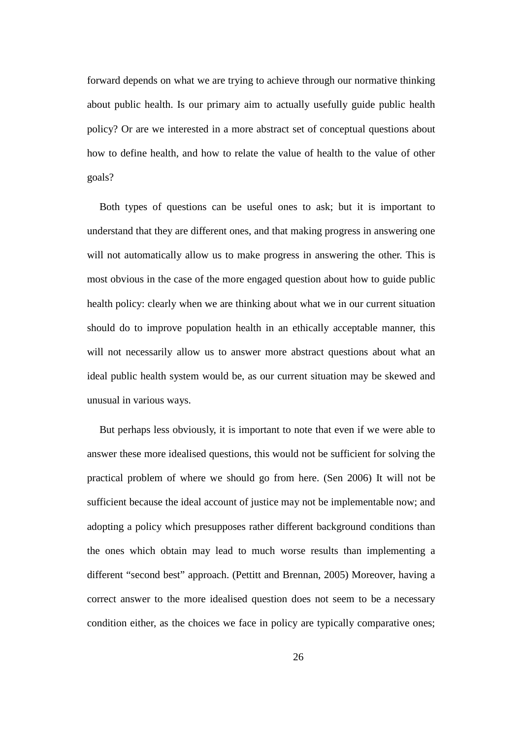forward depends on what we are trying to achieve through our normative thinking about public health. Is our primary aim to actually usefully guide public health policy? Or are we interested in a more abstract set of conceptual questions about how to define health, and how to relate the value of health to the value of other goals?

Both types of questions can be useful ones to ask; but it is important to understand that they are different ones, and that making progress in answering one will not automatically allow us to make progress in answering the other. This is most obvious in the case of the more engaged question about how to guide public health policy: clearly when we are thinking about what we in our current situation should do to improve population health in an ethically acceptable manner, this will not necessarily allow us to answer more abstract questions about what an ideal public health system would be, as our current situation may be skewed and unusual in various ways.

But perhaps less obviously, it is important to note that even if we were able to answer these more idealised questions, this would not be sufficient for solving the practical problem of where we should go from here. (Sen 2006) It will not be sufficient because the ideal account of justice may not be implementable now; and adopting a policy which presupposes rather different background conditions than the ones which obtain may lead to much worse results than implementing a different "second best" approach. (Pettitt and Brennan, 2005) Moreover, having a correct answer to the more idealised question does not seem to be a necessary condition either, as the choices we face in policy are typically comparative ones;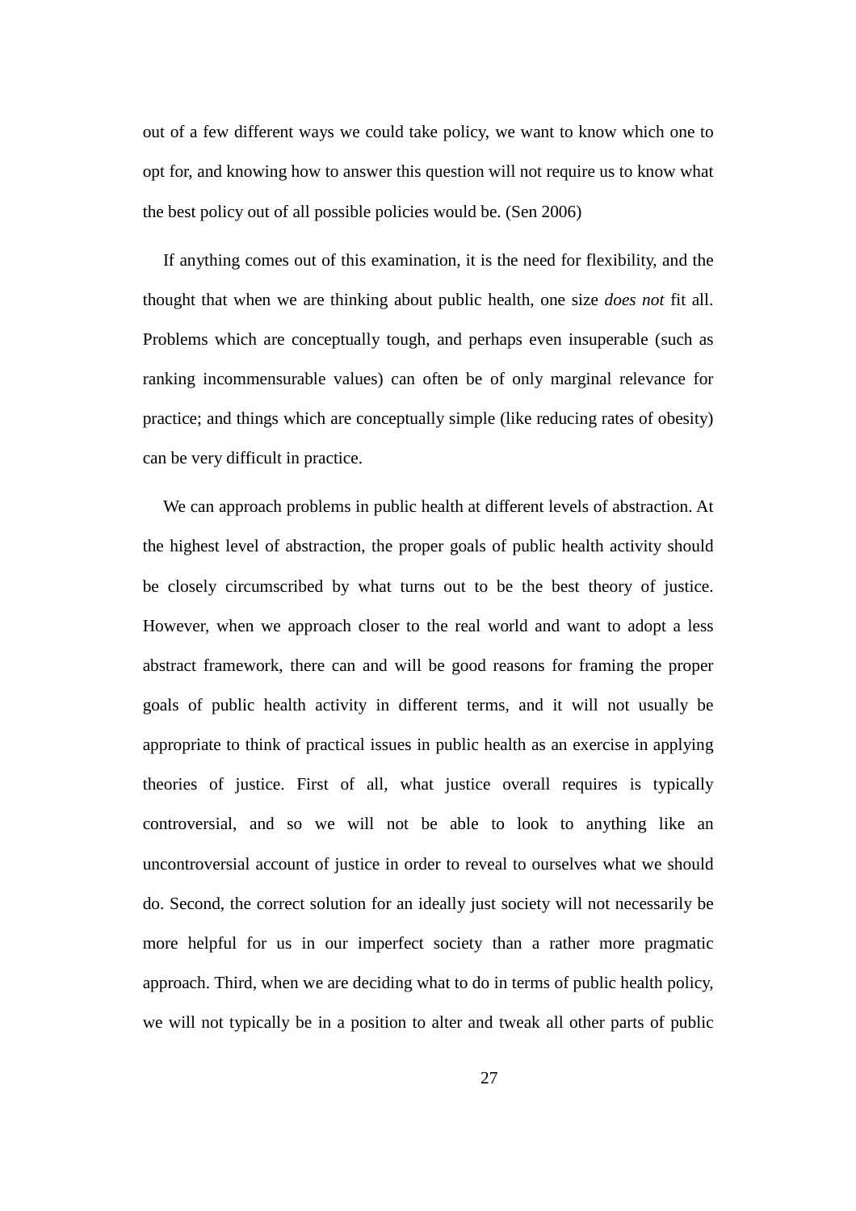out of a few different ways we could take policy, we want to know which one to opt for, and knowing how to answer this question will not require us to know what the best policy out of all possible policies would be. (Sen 2006)

If anything comes out of this examination, it is the need for flexibility, and the thought that when we are thinking about public health, one size *does not* fit all. Problems which are conceptually tough, and perhaps even insuperable (such as ranking incommensurable values) can often be of only marginal relevance for practice; and things which are conceptually simple (like reducing rates of obesity) can be very difficult in practice.

We can approach problems in public health at different levels of abstraction. At the highest level of abstraction, the proper goals of public health activity should be closely circumscribed by what turns out to be the best theory of justice. However, when we approach closer to the real world and want to adopt a less abstract framework, there can and will be good reasons for framing the proper goals of public health activity in different terms, and it will not usually be appropriate to think of practical issues in public health as an exercise in applying theories of justice. First of all, what justice overall requires is typically controversial, and so we will not be able to look to anything like an uncontroversial account of justice in order to reveal to ourselves what we should do. Second, the correct solution for an ideally just society will not necessarily be more helpful for us in our imperfect society than a rather more pragmatic approach. Third, when we are deciding what to do in terms of public health policy, we will not typically be in a position to alter and tweak all other parts of public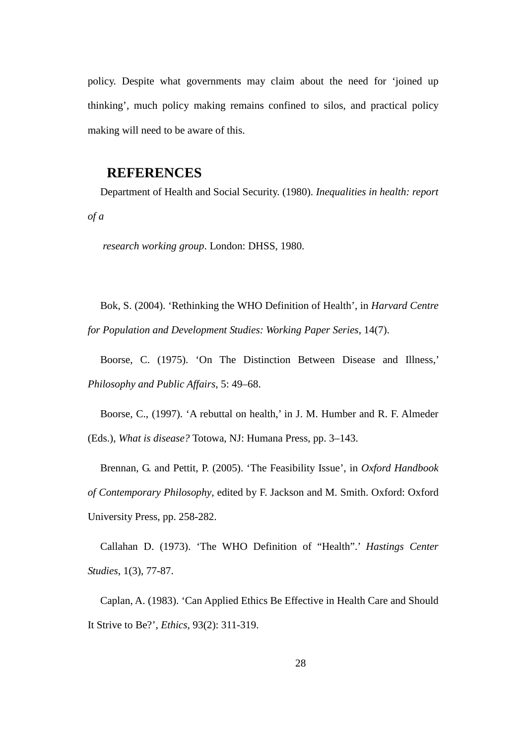policy. Despite what governments may claim about the need for 'joined up thinking', much policy making remains confined to silos, and practical policy making will need to be aware of this.

## REFERENCES

Department of Health and Social Security. (1980). *Inequalities in health: report of a research working group*. London: DHSS, 1980.

Bok, S. (2004). 'Rethinking the WHO Definition of Health', in *Harvard Centre for Population and Development Studies: Working Paper Series*, 14(7).

Boorse, C. (1975). 'On The Distinction Between Disease and Illness,' *Philosophy and Public Affairs*, 5: 49–68.

Boorse, C., (1997). 'A rebuttal on health,' in J. M. Humber and R. F. Almeder (Eds.), *What is disease?* Totowa, NJ: Humana Press, pp. 3–143.

Brennan, G. and Pettit, P. (2005). 'The Feasibility Issue', in *Oxford Handbook of Contemporary Philosophy*, edited by F. Jackson and M. Smith. Oxford: Oxford University Press, pp. 258-282.

Callahan D. (1973). 'The WHO Definition of "Health".' *Hastings Center Studies*, 1(3), 77-87.

Caplan, A. (1983). 'Can Applied Ethics Be Effective in Health Care and Should It Strive to Be?', *Ethics*, 93(2): 311-319.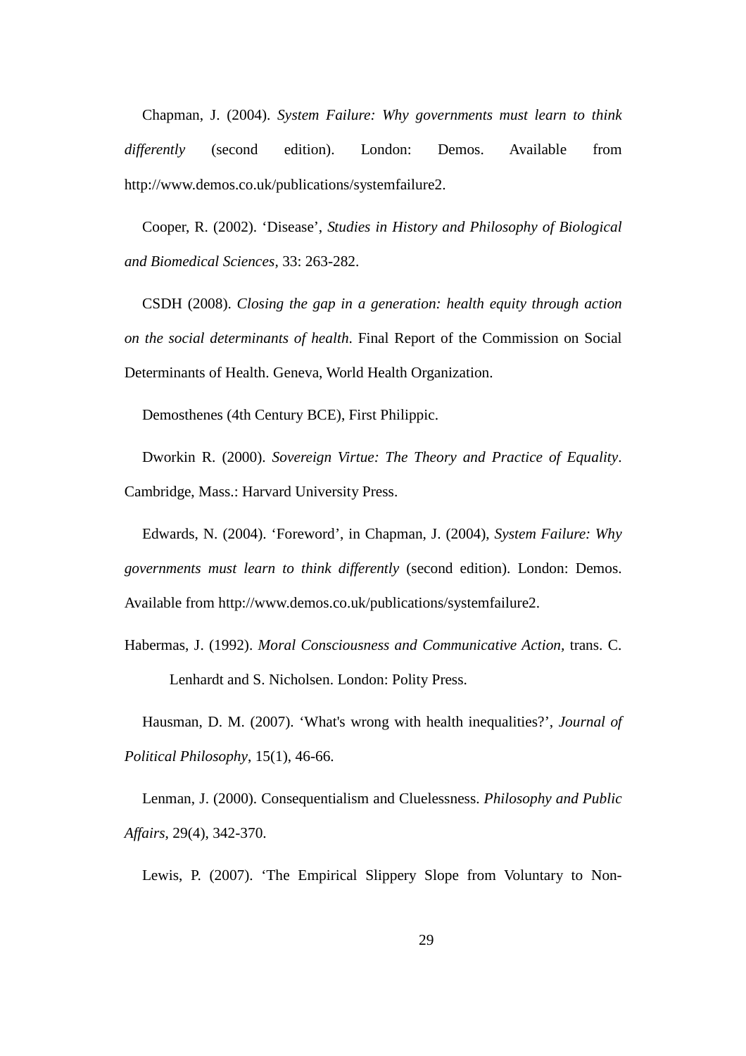Chapman, J. (2004). *System Failure: Why governments must learn to think differently* (second edition). London: Demos. Available from http://www.demos.co.uk/publications/systemfailure2.

Cooper, R. (2002). 'Disease', *Studies in History and Philosophy of Biological and Biomedical Sciences*, 33: 263-282.

CSDH (2008). *Closing the gap in a generation: health equity through action on the social determinants of health*. Final Report of the Commission on Social Determinants of Health. Geneva, World Health Organization.

Demosthenes (4th Century BCE), First Philippic.

Dworkin R. (2000). *Sovereign Virtue: The Theory and Practice of Equality*. Cambridge, Mass.: Harvard University Press.

Edwards, N. (2004). 'Foreword', in Chapman, J. (2004), *System Failure: Why governments must learn to think differently* (second edition). London: Demos. Available from http://www.demos.co.uk/publications/systemfailure2.

Habermas, J. (1992). *Moral Consciousness and Communicative Action*, trans. C. Lenhardt and S. Nicholsen. London: Polity Press.

Hausman, D. M. (2007). 'What's wrong with health inequalities?', *Journal of Political Philosophy*, 15(1), 46-66.

Lenman, J. (2000). Consequentialism and Cluelessness. *Philosophy and Public Affairs*, 29(4), 342-370.

Lewis, P. (2007). 'The Empirical Slippery Slope from Voluntary to Non-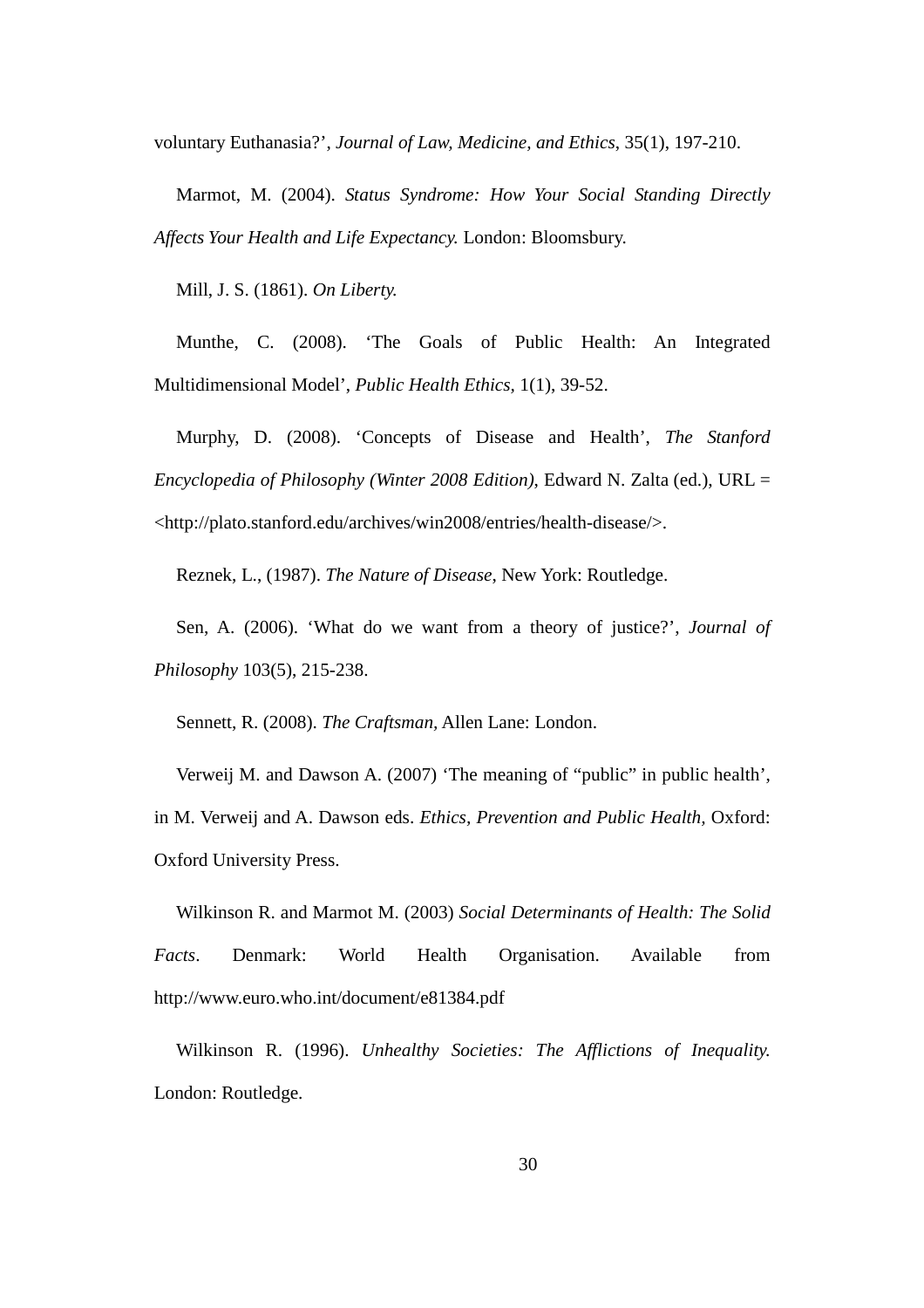voluntary Euthanasia?', *Journal of Law, Medicine, and Ethics*, 35(1), 197-210.

Marmot, M. (2004). *Status Syndrome: How Your Social Standing Directly Affects Your Health and Life Expectancy.* London: Bloomsbury.

Mill, J. S. (1861). *On Liberty.*

Munthe, C. (2008). 'The Goals of Public Health: An Integrated Multidimensional Model', *Public Health Ethics*, 1(1), 39-52.

Murphy, D. (2008). 'Concepts of Disease and Health', *The Stanford Encyclopedia of Philosophy (Winter 2008 Edition)*, Edward N. Zalta (ed.), URL = <http://plato.stanford.edu/archives/win2008/entries/health-disease/>.

Reznek, L., (1987). *The Nature of Disease*, New York: Routledge.

Sen, A. (2006). 'What do we want from a theory of justice?', *Journal of Philosophy* 103(5), 215-238.

Sennett, R. (2008). *The Craftsman*, Allen Lane: London.

Verweij M. and Dawson A. (2007) 'The meaning of "public" in public health', in M. Verweij and A. Dawson eds. *Ethics, Prevention and Public Health,* Oxford: Oxford University Press.

Wilkinson R. and Marmot M. (2003) *Social Determinants of Health: The Solid Facts*. Denmark: World Health Organisation. Available from http://www.euro.who.int/document/e81384.pdf

Wilkinson R. (1996). *Unhealthy Societies: The Afflictions of Inequality.* London: Routledge.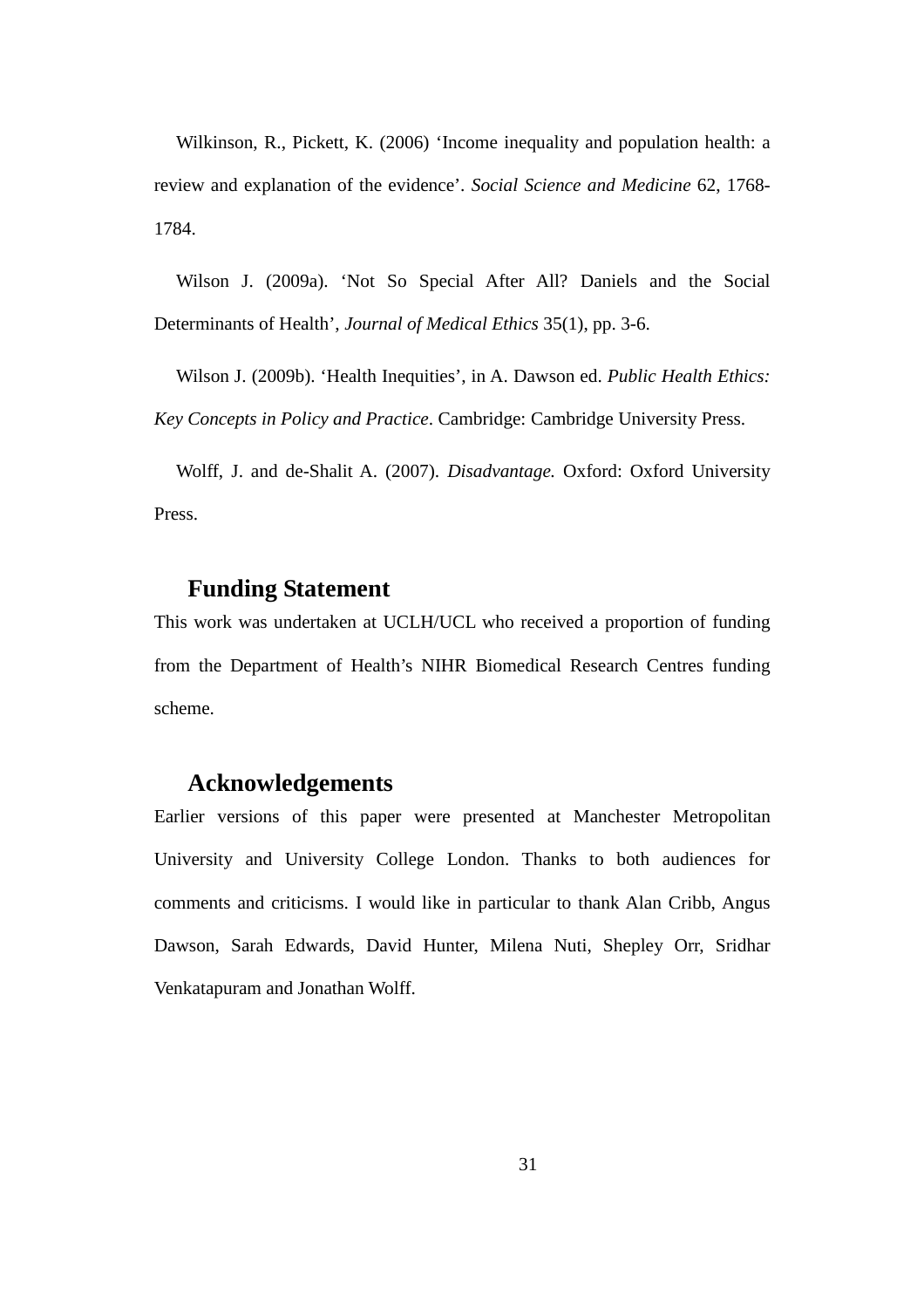Wilkinson, R., Pickett, K. (2006) 'Income inequality and population health: a review and explanation of the evidence'. *Social Science and Medicine* 62, 1768-1784.

Wilson J. (2009a). 'Not So Special After All? Daniels and the Social Determinants of Health', *Journal of Medical Ethics* 35(1), pp. 3-6.

Wilson J. (2009b). 'Health Inequities', in A. Dawson ed. *Public Health Ethics: Key Concepts in Policy and Practice*. Cambridge: Cambridge University Press.

Wolff, J. and de-Shalit A. (2007). *Disadvantage.* Oxford: Oxford University Press.

## Funding Statement

This work was undertaken at UCLH/UCL who received a proportion of funding from the Department of Health's NIHR Biomedical Research Centres funding scheme.

## Acknowledgements

Earlier versions of this paper were presented at Manchester Metropolitan University and University College London. Thanks to both audiences for comments and criticisms. I would like in particular to thank Alan Cribb, Angus Dawson, Sarah Edwards, David Hunter, Milena Nuti, Shepley Orr, Sridhar Venkatapuram and Jonathan Wolff.